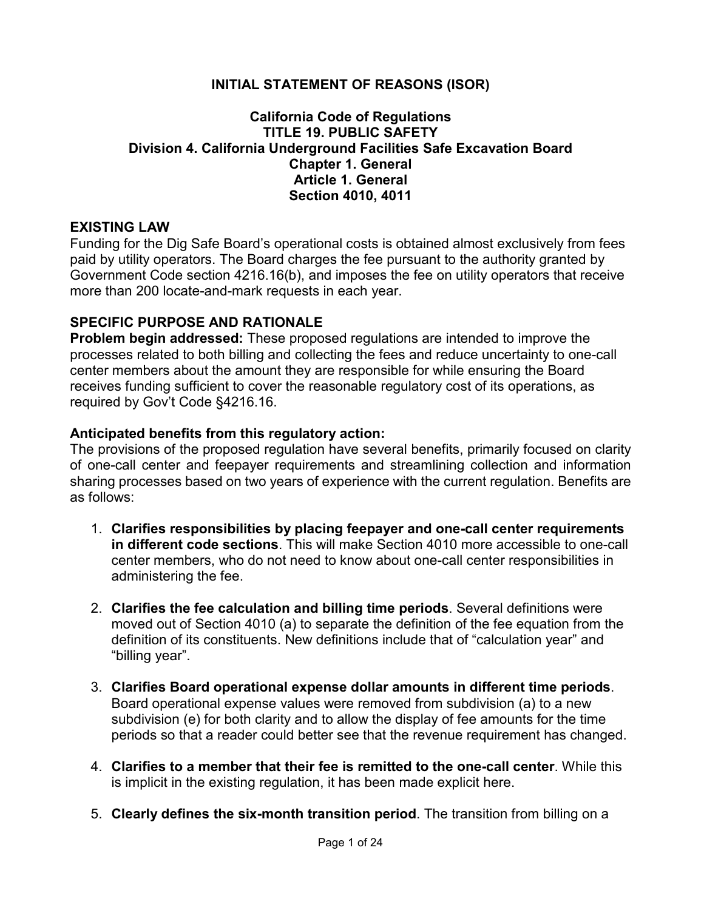# INITIAL STATEMENT OF REASONS (ISOR)

**California Code of Regulations**
**TITLE 19. PUBLIC SAFETY**
**Division 4. California Underground Facilities Safe Excavation Board**
**Chapter 1. General**
**Article 1. General**
**Section 4010, 4011**

## EXISTING LAW

Funding for the Dig Safe Board's operational costs is obtained almost exclusively from fees paid by utility operators. The Board charges the fee pursuant to the authority granted by Government Code section 4216.16(b), and imposes the fee on utility operators that receive more than 200 locate-and-mark requests in each year.

## SPECIFIC PURPOSE AND RATIONALE

**Problem begin addressed:** These proposed regulations are intended to improve the processes related to both billing and collecting the fees and reduce uncertainty to one-call center members about the amount they are responsible for while ensuring the Board receives funding sufficient to cover the reasonable regulatory cost of its operations, as required by Gov't Code §4216.16.

**Anticipated benefits from this regulatory action:**

The provisions of the proposed regulation have several benefits, primarily focused on clarity of one-call center and feepayer requirements and streamlining collection and information sharing processes based on two years of experience with the current regulation. Benefits are as follows:

1. **Clarifies responsibilities by placing feepayer and one-call center requirements in different code sections**. This will make Section 4010 more accessible to one-call center members, who do not need to know about one-call center responsibilities in administering the fee.

2. **Clarifies the fee calculation and billing time periods**. Several definitions were moved out of Section 4010 (a) to separate the definition of the fee equation from the definition of its constituents. New definitions include that of "calculation year" and "billing year".

3. **Clarifies Board operational expense dollar amounts in different time periods**. Board operational expense values were removed from subdivision (a) to a new subdivision (e) for both clarity and to allow the display of fee amounts for the time periods so that a reader could better see that the revenue requirement has changed.

4. **Clarifies to a member that their fee is remitted to the one-call center**. While this is implicit in the existing regulation, it has been made explicit here.

5. **Clearly defines the six-month transition period**. The transition from billing on a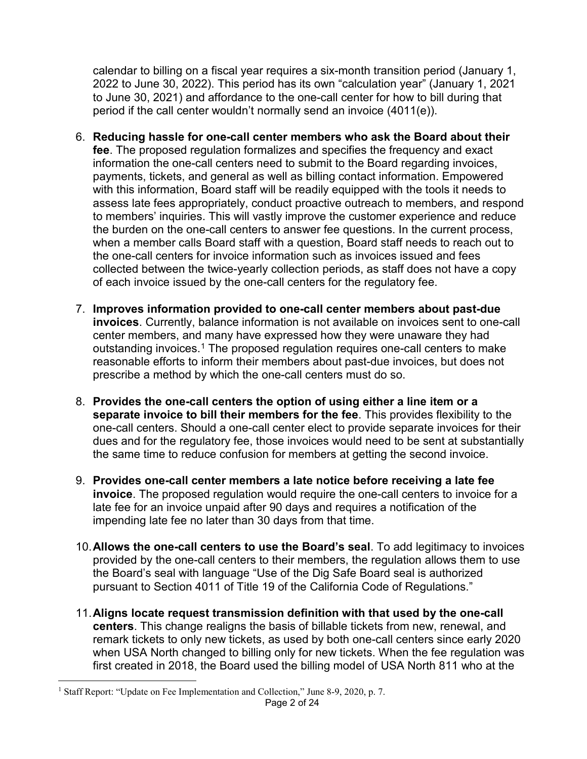calendar to billing on a fiscal year requires a six-month transition period (January 1, 2022 to June 30, 2022). This period has its own "calculation year" (January 1, 2021 to June 30, 2021) and affordance to the one-call center for how to bill during that period if the call center wouldn't normally send an invoice (4011(e)).

6. **Reducing hassle for one-call center members who ask the Board about their fee**. The proposed regulation formalizes and specifies the frequency and exact information the one-call centers need to submit to the Board regarding invoices, payments, tickets, and general as well as billing contact information. Empowered with this information, Board staff will be readily equipped with the tools it needs to assess late fees appropriately, conduct proactive outreach to members, and respond to members' inquiries. This will vastly improve the customer experience and reduce the burden on the one-call centers to answer fee questions. In the current process, when a member calls Board staff with a question, Board staff needs to reach out to the one-call centers for invoice information such as invoices issued and fees collected between the twice-yearly collection periods, as staff does not have a copy of each invoice issued by the one-call centers for the regulatory fee.

7. **Improves information provided to one-call center members about past-due invoices**. Currently, balance information is not available on invoices sent to one-call center members, and many have expressed how they were unaware they had outstanding invoices.[1] The proposed regulation requires one-call centers to make reasonable efforts to inform their members about past-due invoices, but does not prescribe a method by which the one-call centers must do so.

8. **Provides the one-call centers the option of using either a line item or a separate invoice to bill their members for the fee**. This provides flexibility to the one-call centers. Should a one-call center elect to provide separate invoices for their dues and for the regulatory fee, those invoices would need to be sent at substantially the same time to reduce confusion for members at getting the second invoice.

9. **Provides one-call center members a late notice before receiving a late fee invoice**. The proposed regulation would require the one-call centers to invoice for a late fee for an invoice unpaid after 90 days and requires a notification of the impending late fee no later than 30 days from that time.

10. **Allows the one-call centers to use the Board's seal**. To add legitimacy to invoices provided by the one-call centers to their members, the regulation allows them to use the Board's seal with language "Use of the Dig Safe Board seal is authorized pursuant to Section 4011 of Title 19 of the California Code of Regulations."

11. **Aligns locate request transmission definition with that used by the one-call centers**. This change realigns the basis of billable tickets from new, renewal, and remark tickets to only new tickets, as used by both one-call centers since early 2020 when USA North changed to billing only for new tickets. When the fee regulation was first created in 2018, the Board used the billing model of USA North 811 who at the

[1] Staff Report: "Update on Fee Implementation and Collection," June 8-9, 2020, p. 7.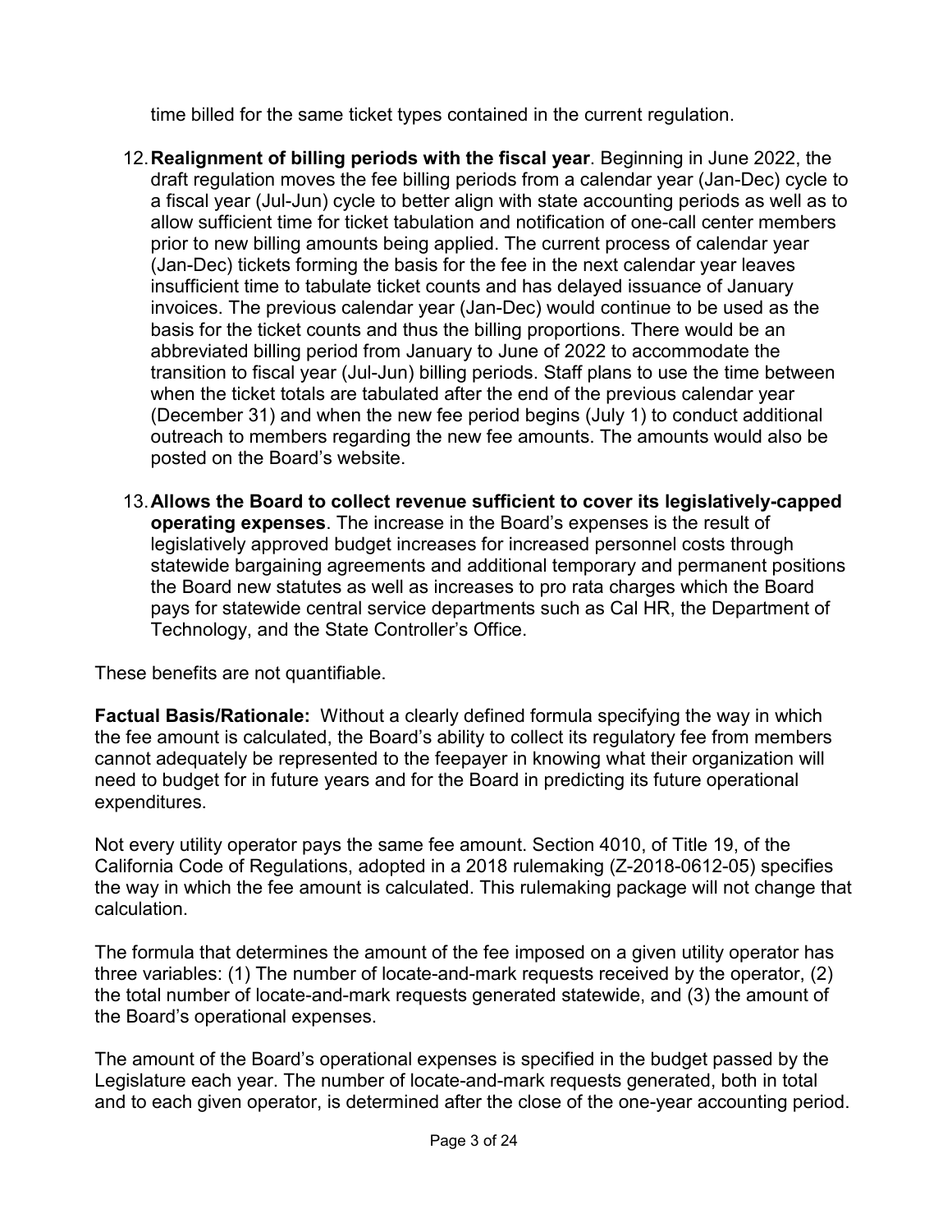time billed for the same ticket types contained in the current regulation.

12. **Realignment of billing periods with the fiscal year**. Beginning in June 2022, the draft regulation moves the fee billing periods from a calendar year (Jan-Dec) cycle to a fiscal year (Jul-Jun) cycle to better align with state accounting periods as well as to allow sufficient time for ticket tabulation and notification of one-call center members prior to new billing amounts being applied. The current process of calendar year (Jan-Dec) tickets forming the basis for the fee in the next calendar year leaves insufficient time to tabulate ticket counts and has delayed issuance of January invoices. The previous calendar year (Jan-Dec) would continue to be used as the basis for the ticket counts and thus the billing proportions. There would be an abbreviated billing period from January to June of 2022 to accommodate the transition to fiscal year (Jul-Jun) billing periods. Staff plans to use the time between when the ticket totals are tabulated after the end of the previous calendar year (December 31) and when the new fee period begins (July 1) to conduct additional outreach to members regarding the new fee amounts. The amounts would also be posted on the Board's website.

13. **Allows the Board to collect revenue sufficient to cover its legislatively-capped operating expenses**. The increase in the Board's expenses is the result of legislatively approved budget increases for increased personnel costs through statewide bargaining agreements and additional temporary and permanent positions the Board new statutes as well as increases to pro rata charges which the Board pays for statewide central service departments such as Cal HR, the Department of Technology, and the State Controller's Office.

These benefits are not quantifiable.

**Factual Basis/Rationale:** Without a clearly defined formula specifying the way in which the fee amount is calculated, the Board's ability to collect its regulatory fee from members cannot adequately be represented to the feepayer in knowing what their organization will need to budget for in future years and for the Board in predicting its future operational expenditures.

Not every utility operator pays the same fee amount. Section 4010, of Title 19, of the California Code of Regulations, adopted in a 2018 rulemaking (Z-2018-0612-05) specifies the way in which the fee amount is calculated. This rulemaking package will not change that calculation.

The formula that determines the amount of the fee imposed on a given utility operator has three variables: (1) The number of locate-and-mark requests received by the operator, (2) the total number of locate-and-mark requests generated statewide, and (3) the amount of the Board's operational expenses.

The amount of the Board's operational expenses is specified in the budget passed by the Legislature each year. The number of locate-and-mark requests generated, both in total and to each given operator, is determined after the close of the one-year accounting period.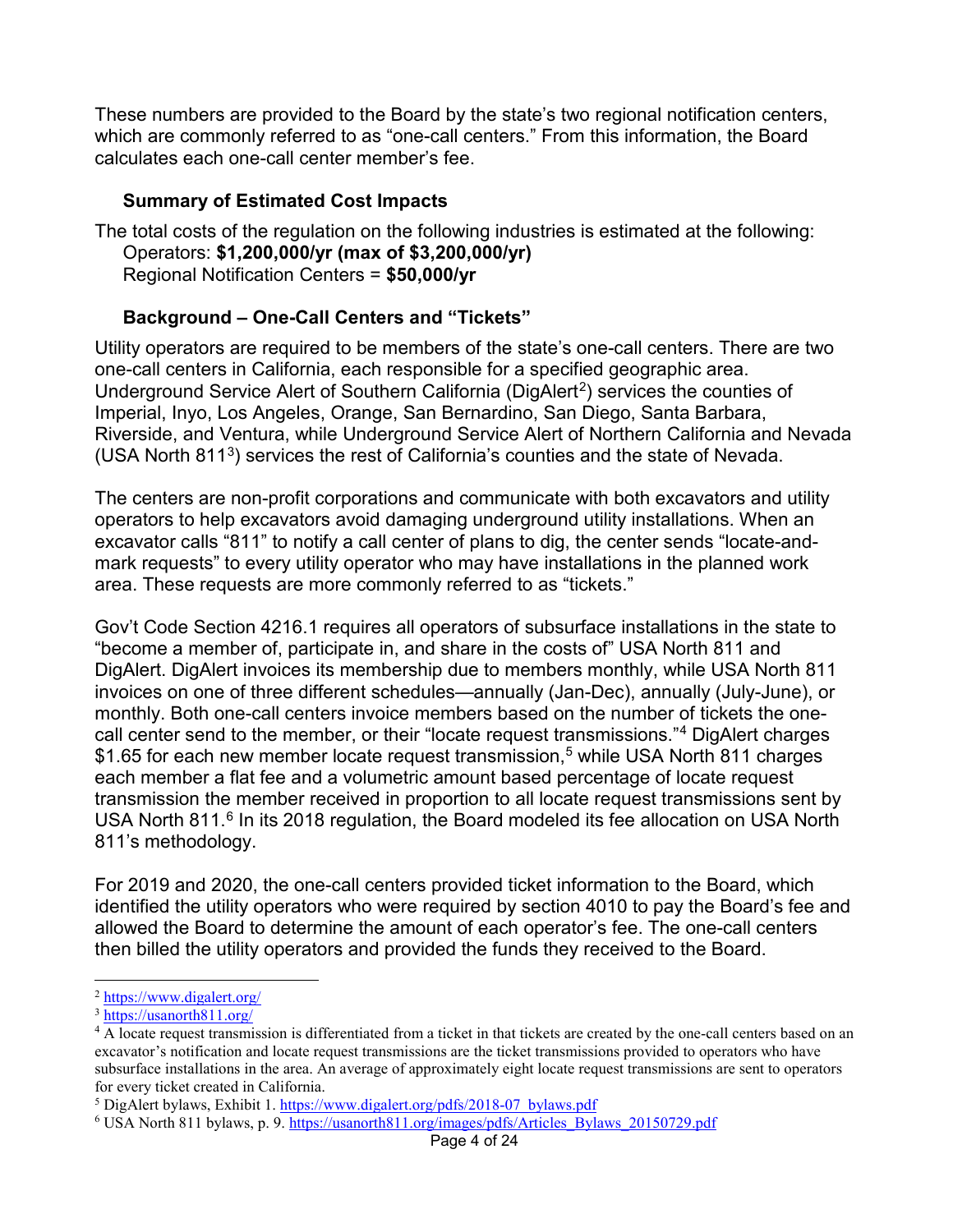These numbers are provided to the Board by the state's two regional notification centers, which are commonly referred to as "one-call centers." From this information, the Board calculates each one-call center member's fee.

### Summary of Estimated Cost Impacts

The total costs of the regulation on the following industries is estimated at the following:

Operators: **$1,200,000/yr (max of $3,200,000/yr)**

Regional Notification Centers = **$50,000/yr**

### Background – One-Call Centers and "Tickets"

Utility operators are required to be members of the state's one-call centers. There are two one-call centers in California, each responsible for a specified geographic area. Underground Service Alert of Southern California (DigAlert[2]) services the counties of Imperial, Inyo, Los Angeles, Orange, San Bernardino, San Diego, Santa Barbara, Riverside, and Ventura, while Underground Service Alert of Northern California and Nevada (USA North 811[3]) services the rest of California's counties and the state of Nevada.

The centers are non-profit corporations and communicate with both excavators and utility operators to help excavators avoid damaging underground utility installations. When an excavator calls "811" to notify a call center of plans to dig, the center sends "locate-and-mark requests" to every utility operator who may have installations in the planned work area. These requests are more commonly referred to as "tickets."

Gov't Code Section 4216.1 requires all operators of subsurface installations in the state to "become a member of, participate in, and share in the costs of" USA North 811 and DigAlert. DigAlert invoices its membership due to members monthly, while USA North 811 invoices on one of three different schedules—annually (Jan-Dec), annually (July-June), or monthly. Both one-call centers invoice members based on the number of tickets the one-call center send to the member, or their "locate request transmissions."[4] DigAlert charges $1.65 for each new member locate request transmission,[5] while USA North 811 charges each member a flat fee and a volumetric amount based percentage of locate request transmission the member received in proportion to all locate request transmissions sent by USA North 811.[6] In its 2018 regulation, the Board modeled its fee allocation on USA North 811's methodology.

For 2019 and 2020, the one-call centers provided ticket information to the Board, which identified the utility operators who were required by section 4010 to pay the Board's fee and allowed the Board to determine the amount of each operator's fee. The one-call centers then billed the utility operators and provided the funds they received to the Board.

---

[2] https://www.digalert.org/

[3] https://usanorth811.org/

[4] A locate request transmission is differentiated from a ticket in that tickets are created by the one-call centers based on an excavator's notification and locate request transmissions are the ticket transmissions provided to operators who have subsurface installations in the area. An average of approximately eight locate request transmissions are sent to operators for every ticket created in California.

[5] DigAlert bylaws, Exhibit 1. https://www.digalert.org/pdfs/2018-07_bylaws.pdf

[6] USA North 811 bylaws, p. 9. https://usanorth811.org/images/pdfs/Articles_Bylaws_20150729.pdf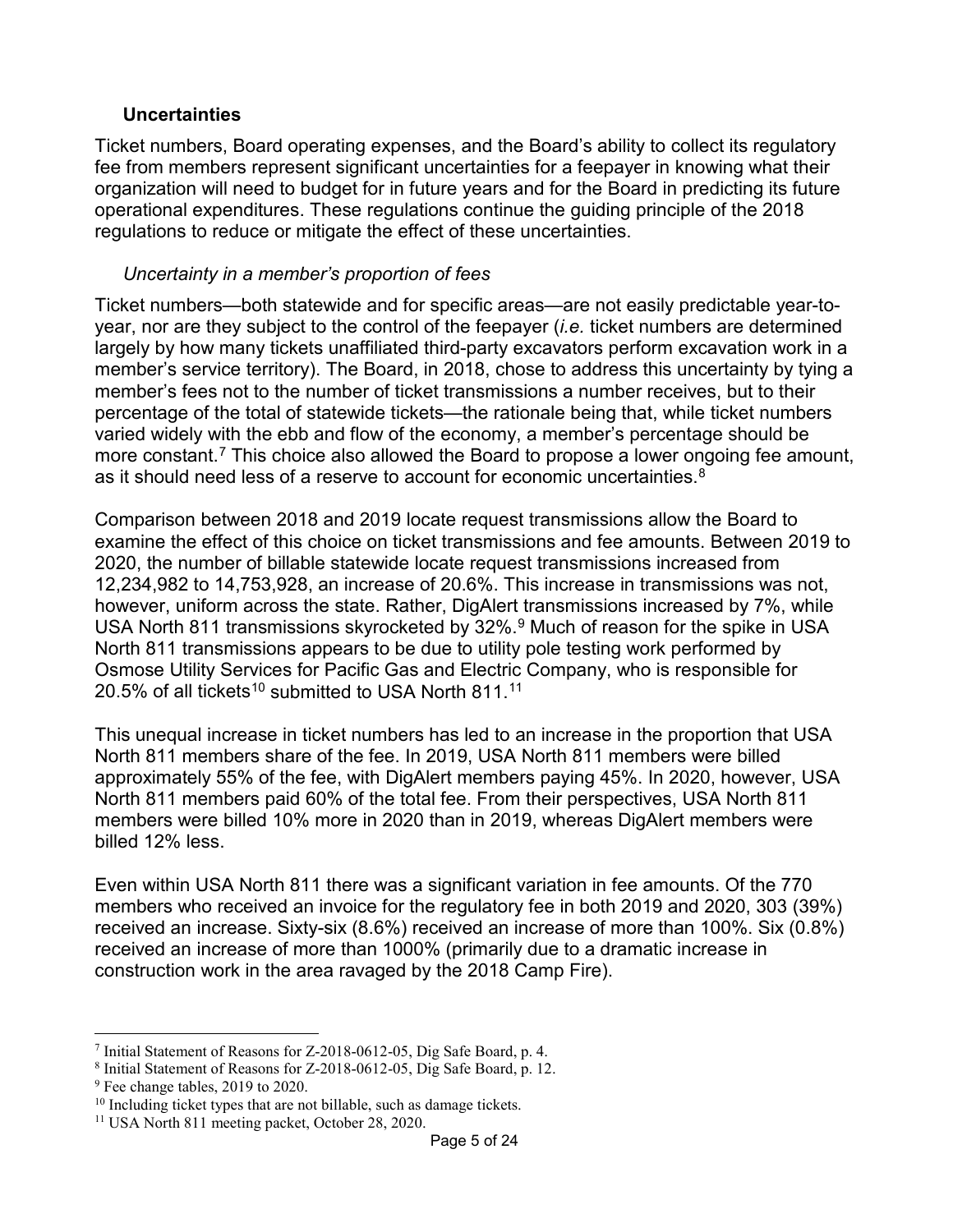### Uncertainties

Ticket numbers, Board operating expenses, and the Board's ability to collect its regulatory fee from members represent significant uncertainties for a feepayer in knowing what their organization will need to budget for in future years and for the Board in predicting its future operational expenditures. These regulations continue the guiding principle of the 2018 regulations to reduce or mitigate the effect of these uncertainties.

#### *Uncertainty in a member's proportion of fees*

Ticket numbers—both statewide and for specific areas—are not easily predictable year-to-year, nor are they subject to the control of the feepayer (*i.e.* ticket numbers are determined largely by how many tickets unaffiliated third-party excavators perform excavation work in a member's service territory). The Board, in 2018, chose to address this uncertainty by tying a member's fees not to the number of ticket transmissions a number receives, but to their percentage of the total of statewide tickets—the rationale being that, while ticket numbers varied widely with the ebb and flow of the economy, a member's percentage should be more constant.[7] This choice also allowed the Board to propose a lower ongoing fee amount, as it should need less of a reserve to account for economic uncertainties.[8]

Comparison between 2018 and 2019 locate request transmissions allow the Board to examine the effect of this choice on ticket transmissions and fee amounts. Between 2019 to 2020, the number of billable statewide locate request transmissions increased from 12,234,982 to 14,753,928, an increase of 20.6%. This increase in transmissions was not, however, uniform across the state. Rather, DigAlert transmissions increased by 7%, while USA North 811 transmissions skyrocketed by 32%.[9] Much of reason for the spike in USA North 811 transmissions appears to be due to utility pole testing work performed by Osmose Utility Services for Pacific Gas and Electric Company, who is responsible for 20.5% of all tickets[10] submitted to USA North 811.[11]

This unequal increase in ticket numbers has led to an increase in the proportion that USA North 811 members share of the fee. In 2019, USA North 811 members were billed approximately 55% of the fee, with DigAlert members paying 45%. In 2020, however, USA North 811 members paid 60% of the total fee. From their perspectives, USA North 811 members were billed 10% more in 2020 than in 2019, whereas DigAlert members were billed 12% less.

Even within USA North 811 there was a significant variation in fee amounts. Of the 770 members who received an invoice for the regulatory fee in both 2019 and 2020, 303 (39%) received an increase. Sixty-six (8.6%) received an increase of more than 100%. Six (0.8%) received an increase of more than 1000% (primarily due to a dramatic increase in construction work in the area ravaged by the 2018 Camp Fire).

---

[7] Initial Statement of Reasons for Z-2018-0612-05, Dig Safe Board, p. 4.

[8] Initial Statement of Reasons for Z-2018-0612-05, Dig Safe Board, p. 12.

[9] Fee change tables, 2019 to 2020.

[10] Including ticket types that are not billable, such as damage tickets.

[11] USA North 811 meeting packet, October 28, 2020.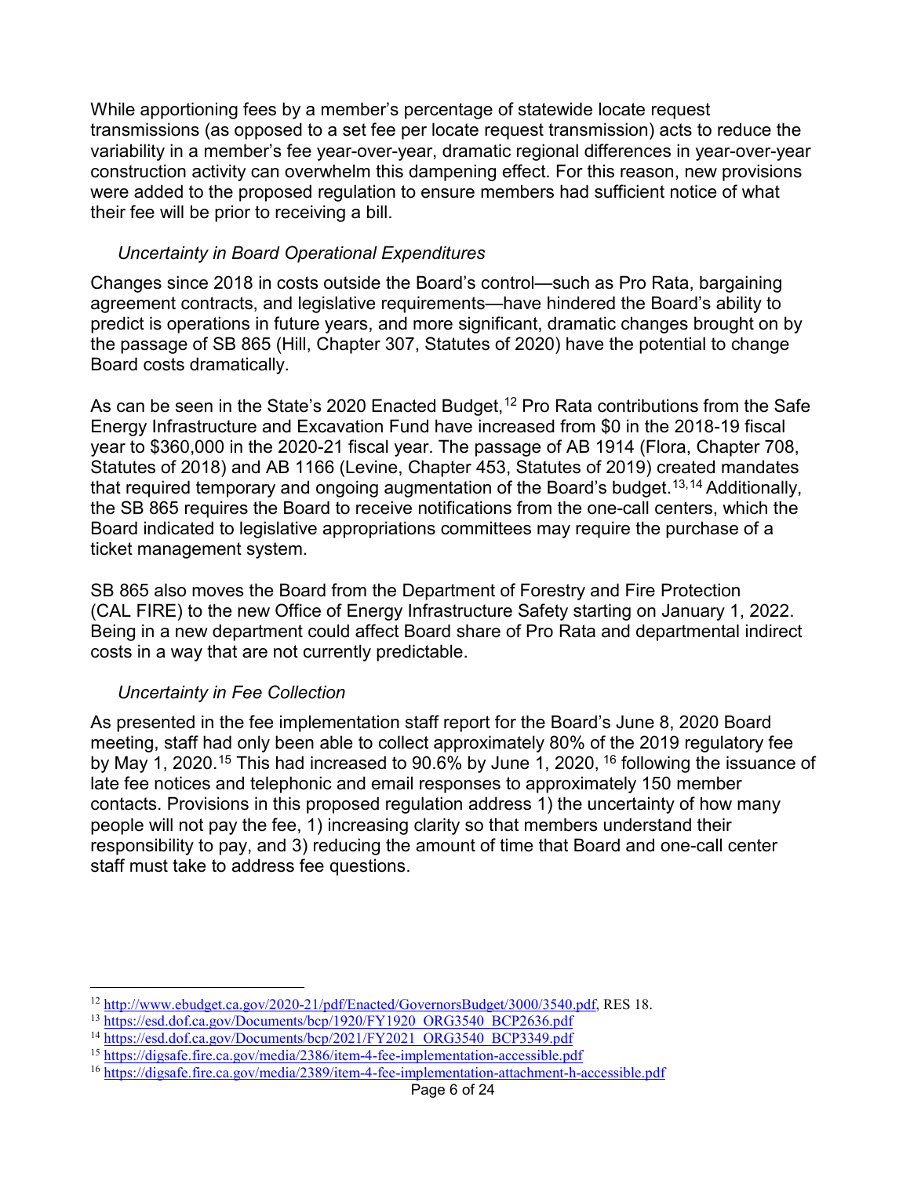While apportioning fees by a member's percentage of statewide locate request transmissions (as opposed to a set fee per locate request transmission) acts to reduce the variability in a member's fee year-over-year, dramatic regional differences in year-over-year construction activity can overwhelm this dampening effect. For this reason, new provisions were added to the proposed regulation to ensure members had sufficient notice of what their fee will be prior to receiving a bill.

### *Uncertainty in Board Operational Expenditures*

Changes since 2018 in costs outside the Board's control—such as Pro Rata, bargaining agreement contracts, and legislative requirements—have hindered the Board's ability to predict is operations in future years, and more significant, dramatic changes brought on by the passage of SB 865 (Hill, Chapter 307, Statutes of 2020) have the potential to change Board costs dramatically.

As can be seen in the State's 2020 Enacted Budget,[12] Pro Rata contributions from the Safe Energy Infrastructure and Excavation Fund have increased from $0 in the 2018-19 fiscal year to $360,000 in the 2020-21 fiscal year. The passage of AB 1914 (Flora, Chapter 708, Statutes of 2018) and AB 1166 (Levine, Chapter 453, Statutes of 2019) created mandates that required temporary and ongoing augmentation of the Board's budget.[13,14] Additionally, the SB 865 requires the Board to receive notifications from the one-call centers, which the Board indicated to legislative appropriations committees may require the purchase of a ticket management system.

SB 865 also moves the Board from the Department of Forestry and Fire Protection (CAL FIRE) to the new Office of Energy Infrastructure Safety starting on January 1, 2022. Being in a new department could affect Board share of Pro Rata and departmental indirect costs in a way that are not currently predictable.

### *Uncertainty in Fee Collection*

As presented in the fee implementation staff report for the Board's June 8, 2020 Board meeting, staff had only been able to collect approximately 80% of the 2019 regulatory fee by May 1, 2020.[15] This had increased to 90.6% by June 1, 2020, [16] following the issuance of late fee notices and telephonic and email responses to approximately 150 member contacts. Provisions in this proposed regulation address 1) the uncertainty of how many people will not pay the fee, 1) increasing clarity so that members understand their responsibility to pay, and 3) reducing the amount of time that Board and one-call center staff must take to address fee questions.

---

[12] http://www.ebudget.ca.gov/2020-21/pdf/Enacted/GovernorsBudget/3000/3540.pdf, RES 18.

[13] https://esd.dof.ca.gov/Documents/bcp/1920/FY1920_ORG3540_BCP2636.pdf

[14] https://esd.dof.ca.gov/Documents/bcp/2021/FY2021_ORG3540_BCP3349.pdf

[15] https://digsafe.fire.ca.gov/media/2386/item-4-fee-implementation-accessible.pdf

[16] https://digsafe.fire.ca.gov/media/2389/item-4-fee-implementation-attachment-h-accessible.pdf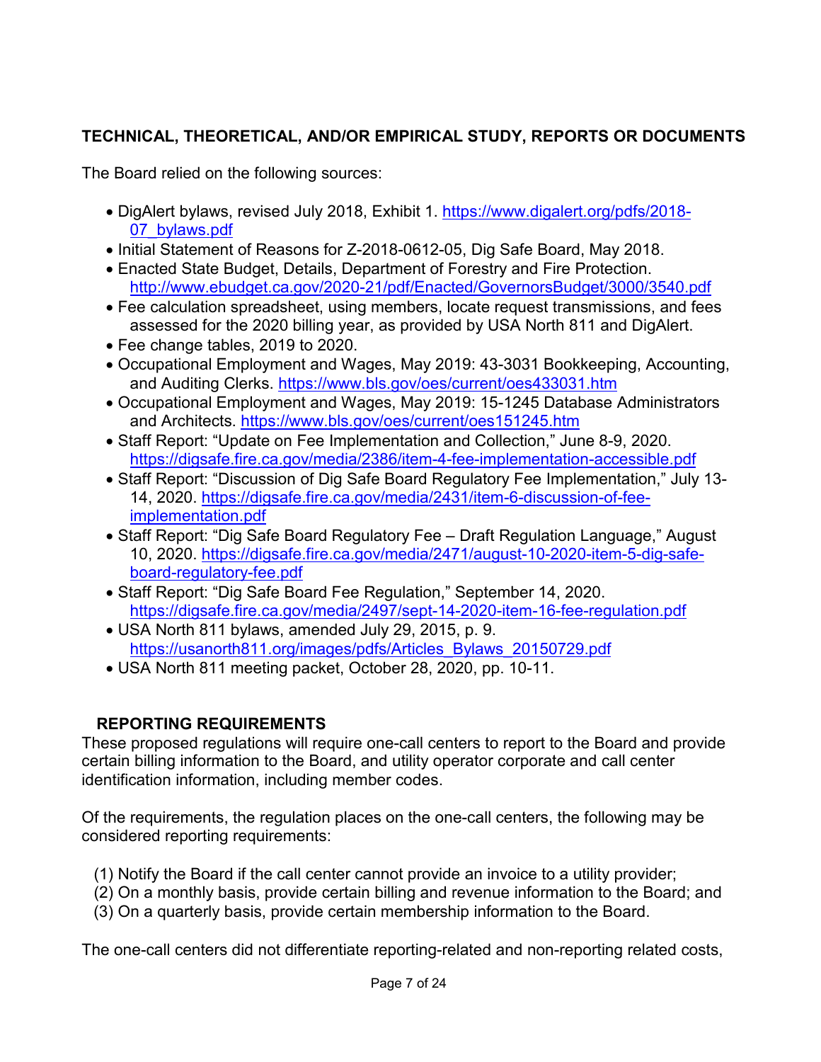## TECHNICAL, THEORETICAL, AND/OR EMPIRICAL STUDY, REPORTS OR DOCUMENTS

The Board relied on the following sources:

- DigAlert bylaws, revised July 2018, Exhibit 1. https://www.digalert.org/pdfs/2018-07_bylaws.pdf
- Initial Statement of Reasons for Z-2018-0612-05, Dig Safe Board, May 2018.
- Enacted State Budget, Details, Department of Forestry and Fire Protection. http://www.ebudget.ca.gov/2020-21/pdf/Enacted/GovernorsBudget/3000/3540.pdf
- Fee calculation spreadsheet, using members, locate request transmissions, and fees assessed for the 2020 billing year, as provided by USA North 811 and DigAlert.
- Fee change tables, 2019 to 2020.
- Occupational Employment and Wages, May 2019: 43-3031 Bookkeeping, Accounting, and Auditing Clerks. https://www.bls.gov/oes/current/oes433031.htm
- Occupational Employment and Wages, May 2019: 15-1245 Database Administrators and Architects. https://www.bls.gov/oes/current/oes151245.htm
- Staff Report: "Update on Fee Implementation and Collection," June 8-9, 2020. https://digsafe.fire.ca.gov/media/2386/item-4-fee-implementation-accessible.pdf
- Staff Report: "Discussion of Dig Safe Board Regulatory Fee Implementation," July 13-14, 2020. https://digsafe.fire.ca.gov/media/2431/item-6-discussion-of-fee-implementation.pdf
- Staff Report: "Dig Safe Board Regulatory Fee – Draft Regulation Language," August 10, 2020. https://digsafe.fire.ca.gov/media/2471/august-10-2020-item-5-dig-safe-board-regulatory-fee.pdf
- Staff Report: "Dig Safe Board Fee Regulation," September 14, 2020. https://digsafe.fire.ca.gov/media/2497/sept-14-2020-item-16-fee-regulation.pdf
- USA North 811 bylaws, amended July 29, 2015, p. 9. https://usanorth811.org/images/pdfs/Articles_Bylaws_20150729.pdf
- USA North 811 meeting packet, October 28, 2020, pp. 10-11.

## REPORTING REQUIREMENTS

These proposed regulations will require one-call centers to report to the Board and provide certain billing information to the Board, and utility operator corporate and call center identification information, including member codes.

Of the requirements, the regulation places on the one-call centers, the following may be considered reporting requirements:

(1) Notify the Board if the call center cannot provide an invoice to a utility provider;
(2) On a monthly basis, provide certain billing and revenue information to the Board; and
(3) On a quarterly basis, provide certain membership information to the Board.

The one-call centers did not differentiate reporting-related and non-reporting related costs,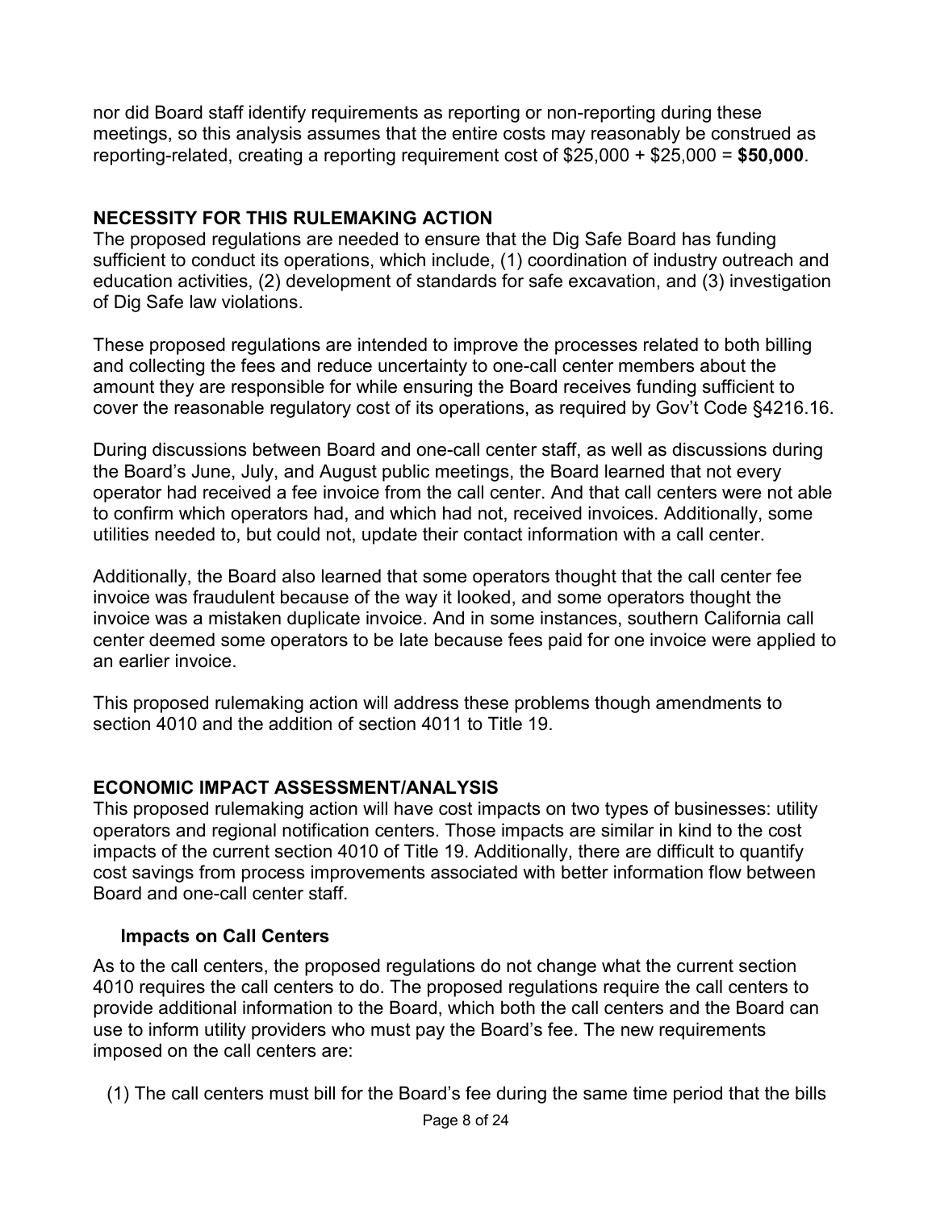nor did Board staff identify requirements as reporting or non-reporting during these meetings, so this analysis assumes that the entire costs may reasonably be construed as reporting-related, creating a reporting requirement cost of $25,000 + $25,000 = **$50,000**.

## NECESSITY FOR THIS RULEMAKING ACTION

The proposed regulations are needed to ensure that the Dig Safe Board has funding sufficient to conduct its operations, which include, (1) coordination of industry outreach and education activities, (2) development of standards for safe excavation, and (3) investigation of Dig Safe law violations.

These proposed regulations are intended to improve the processes related to both billing and collecting the fees and reduce uncertainty to one-call center members about the amount they are responsible for while ensuring the Board receives funding sufficient to cover the reasonable regulatory cost of its operations, as required by Gov't Code §4216.16.

During discussions between Board and one-call center staff, as well as discussions during the Board's June, July, and August public meetings, the Board learned that not every operator had received a fee invoice from the call center. And that call centers were not able to confirm which operators had, and which had not, received invoices. Additionally, some utilities needed to, but could not, update their contact information with a call center.

Additionally, the Board also learned that some operators thought that the call center fee invoice was fraudulent because of the way it looked, and some operators thought the invoice was a mistaken duplicate invoice. And in some instances, southern California call center deemed some operators to be late because fees paid for one invoice were applied to an earlier invoice.

This proposed rulemaking action will address these problems though amendments to section 4010 and the addition of section 4011 to Title 19.

## ECONOMIC IMPACT ASSESSMENT/ANALYSIS

This proposed rulemaking action will have cost impacts on two types of businesses: utility operators and regional notification centers. Those impacts are similar in kind to the cost impacts of the current section 4010 of Title 19. Additionally, there are difficult to quantify cost savings from process improvements associated with better information flow between Board and one-call center staff.

### Impacts on Call Centers

As to the call centers, the proposed regulations do not change what the current section 4010 requires the call centers to do. The proposed regulations require the call centers to provide additional information to the Board, which both the call centers and the Board can use to inform utility providers who must pay the Board's fee. The new requirements imposed on the call centers are:

(1) The call centers must bill for the Board's fee during the same time period that the bills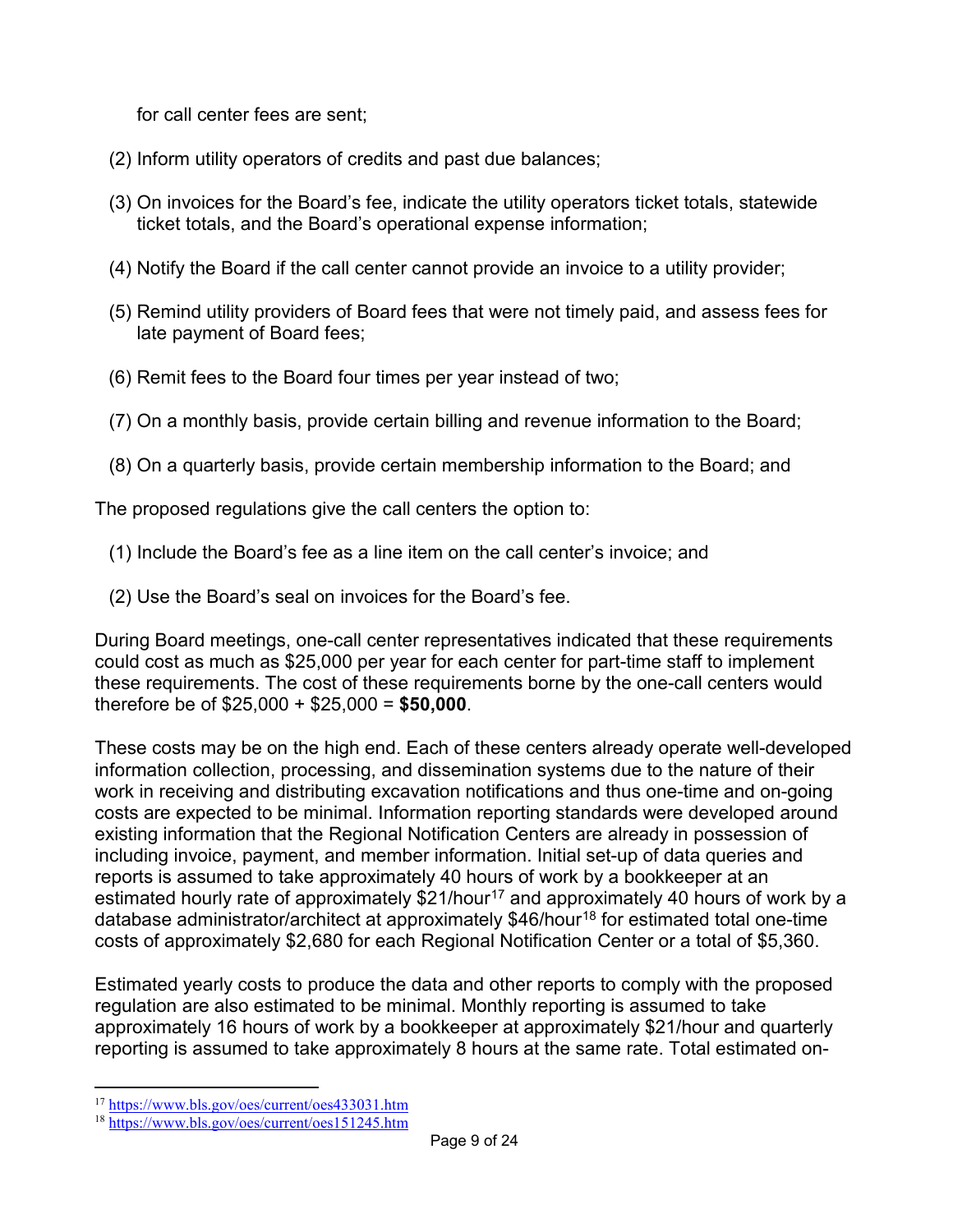for call center fees are sent;

(2) Inform utility operators of credits and past due balances;

(3) On invoices for the Board's fee, indicate the utility operators ticket totals, statewide ticket totals, and the Board's operational expense information;

(4) Notify the Board if the call center cannot provide an invoice to a utility provider;

(5) Remind utility providers of Board fees that were not timely paid, and assess fees for late payment of Board fees;

(6) Remit fees to the Board four times per year instead of two;

(7) On a monthly basis, provide certain billing and revenue information to the Board;

(8) On a quarterly basis, provide certain membership information to the Board; and

The proposed regulations give the call centers the option to:

(1) Include the Board's fee as a line item on the call center's invoice; and

(2) Use the Board's seal on invoices for the Board's fee.

During Board meetings, one-call center representatives indicated that these requirements could cost as much as $25,000 per year for each center for part-time staff to implement these requirements. The cost of these requirements borne by the one-call centers would therefore be of $25,000 + $25,000 = **$50,000**.

These costs may be on the high end. Each of these centers already operate well-developed information collection, processing, and dissemination systems due to the nature of their work in receiving and distributing excavation notifications and thus one-time and on-going costs are expected to be minimal. Information reporting standards were developed around existing information that the Regional Notification Centers are already in possession of including invoice, payment, and member information. Initial set-up of data queries and reports is assumed to take approximately 40 hours of work by a bookkeeper at an estimated hourly rate of approximately $21/hour[17] and approximately 40 hours of work by a database administrator/architect at approximately $46/hour[18] for estimated total one-time costs of approximately $2,680 for each Regional Notification Center or a total of $5,360.

Estimated yearly costs to produce the data and other reports to comply with the proposed regulation are also estimated to be minimal. Monthly reporting is assumed to take approximately 16 hours of work by a bookkeeper at approximately $21/hour and quarterly reporting is assumed to take approximately 8 hours at the same rate. Total estimated on-

[17] https://www.bls.gov/oes/current/oes433031.htm

[18] https://www.bls.gov/oes/current/oes151245.htm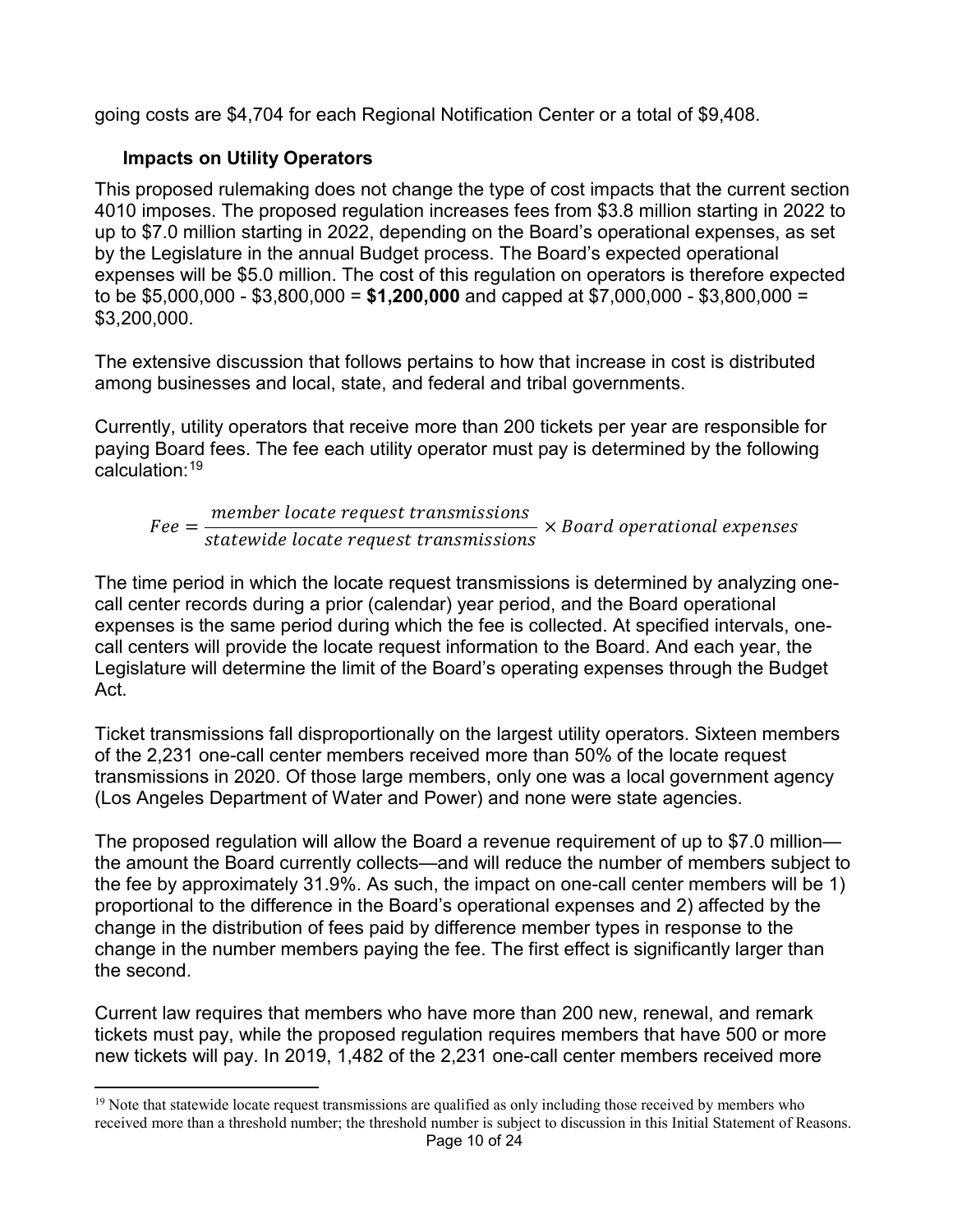going costs are $4,704 for each Regional Notification Center or a total of $9,408.

### Impacts on Utility Operators

This proposed rulemaking does not change the type of cost impacts that the current section 4010 imposes. The proposed regulation increases fees from $3.8 million starting in 2022 to up to $7.0 million starting in 2022, depending on the Board's operational expenses, as set by the Legislature in the annual Budget process. The Board's expected operational expenses will be $5.0 million. The cost of this regulation on operators is therefore expected to be $5,000,000 - $3,800,000 = **$1,200,000** and capped at $7,000,000 - $3,800,000 = $3,200,000.

The extensive discussion that follows pertains to how that increase in cost is distributed among businesses and local, state, and federal and tribal governments.

Currently, utility operators that receive more than 200 tickets per year are responsible for paying Board fees. The fee each utility operator must pay is determined by the following calculation:[19]

$$Fee = \frac{member\ locate\ request\ transmissions}{statewide\ locate\ request\ transmissions} \times Board\ operational\ expenses$$

The time period in which the locate request transmissions is determined by analyzing one-call center records during a prior (calendar) year period, and the Board operational expenses is the same period during which the fee is collected. At specified intervals, one-call centers will provide the locate request information to the Board. And each year, the Legislature will determine the limit of the Board's operating expenses through the Budget Act.

Ticket transmissions fall disproportionally on the largest utility operators. Sixteen members of the 2,231 one-call center members received more than 50% of the locate request transmissions in 2020. Of those large members, only one was a local government agency (Los Angeles Department of Water and Power) and none were state agencies.

The proposed regulation will allow the Board a revenue requirement of up to $7.0 million—the amount the Board currently collects—and will reduce the number of members subject to the fee by approximately 31.9%. As such, the impact on one-call center members will be 1) proportional to the difference in the Board's operational expenses and 2) affected by the change in the distribution of fees paid by difference member types in response to the change in the number members paying the fee. The first effect is significantly larger than the second.

Current law requires that members who have more than 200 new, renewal, and remark tickets must pay, while the proposed regulation requires members that have 500 or more new tickets will pay. In 2019, 1,482 of the 2,231 one-call center members received more

[19] Note that statewide locate request transmissions are qualified as only including those received by members who received more than a threshold number; the threshold number is subject to discussion in this Initial Statement of Reasons.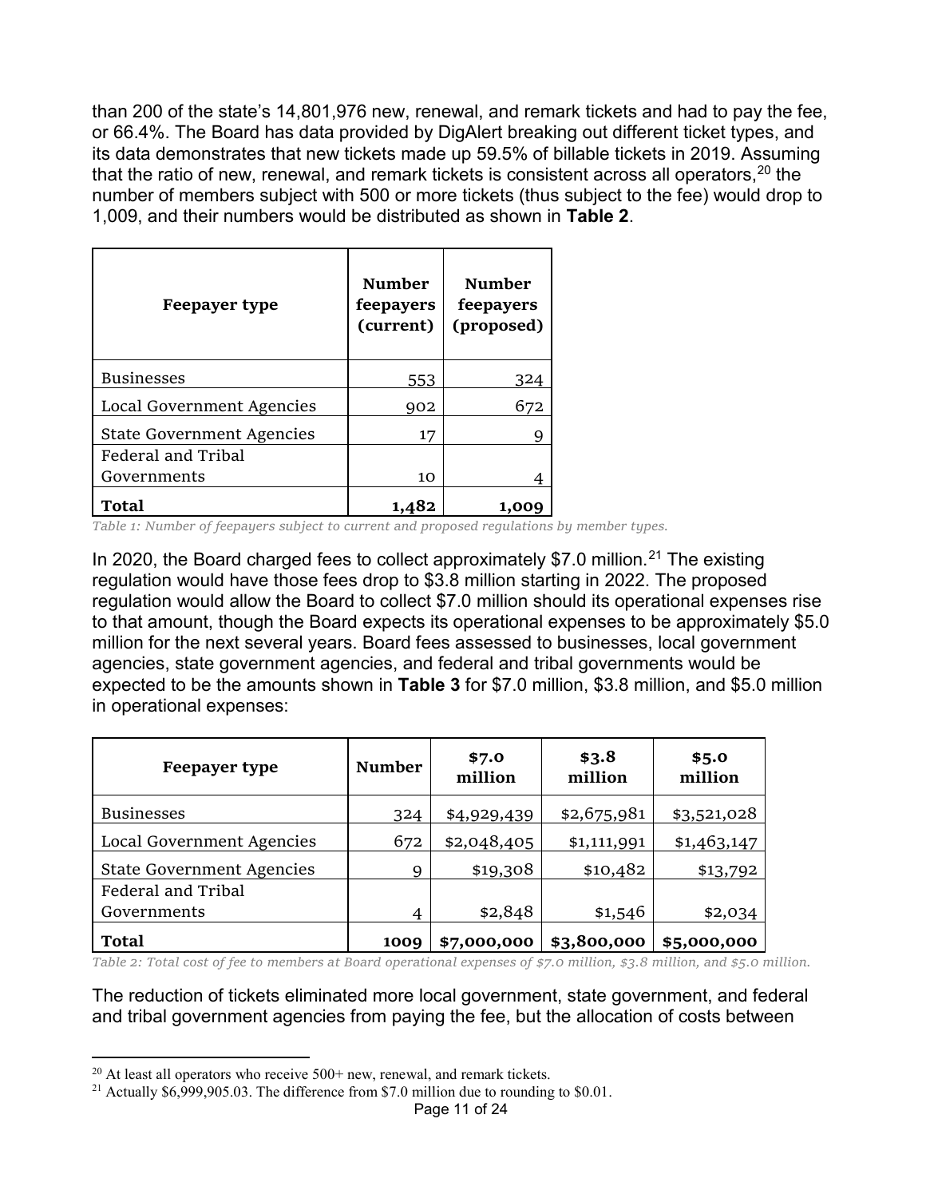than 200 of the state's 14,801,976 new, renewal, and remark tickets and had to pay the fee, or 66.4%. The Board has data provided by DigAlert breaking out different ticket types, and its data demonstrates that new tickets made up 59.5% of billable tickets in 2019. Assuming that the ratio of new, renewal, and remark tickets is consistent across all operators,[20] the number of members subject with 500 or more tickets (thus subject to the fee) would drop to 1,009, and their numbers would be distributed as shown in **Table 2**.

| Feepayer type | Number feepayers (current) | Number feepayers (proposed) |
|---|---|---|
| Businesses | 553 | 324 |
| Local Government Agencies | 902 | 672 |
| State Government Agencies | 17 | 9 |
| Federal and Tribal Governments | 10 | 4 |
| **Total** | **1,482** | **1,009** |

*Table 1: Number of feepayers subject to current and proposed regulations by member types.*

In 2020, the Board charged fees to collect approximately $7.0 million.[21] The existing regulation would have those fees drop to $3.8 million starting in 2022. The proposed regulation would allow the Board to collect $7.0 million should its operational expenses rise to that amount, though the Board expects its operational expenses to be approximately $5.0 million for the next several years. Board fees assessed to businesses, local government agencies, state government agencies, and federal and tribal governments would be expected to be the amounts shown in **Table 3** for $7.0 million, $3.8 million, and $5.0 million in operational expenses:

| Feepayer type | Number | $7.0 million | $3.8 million | $5.0 million |
|---|---|---|---|---|
| Businesses | 324 | $4,929,439 | $2,675,981 | $3,521,028 |
| Local Government Agencies | 672 | $2,048,405 | $1,111,991 | $1,463,147 |
| State Government Agencies | 9 | $19,308 | $10,482 | $13,792 |
| Federal and Tribal Governments | 4 | $2,848 | $1,546 | $2,034 |
| **Total** | **1009** | **$7,000,000** | **$3,800,000** | **$5,000,000** |

*Table 2: Total cost of fee to members at Board operational expenses of $7.0 million, $3.8 million, and $5.0 million.*

The reduction of tickets eliminated more local government, state government, and federal and tribal government agencies from paying the fee, but the allocation of costs between

[20] At least all operators who receive 500+ new, renewal, and remark tickets.

[21] Actually $6,999,905.03. The difference from $7.0 million due to rounding to $0.01.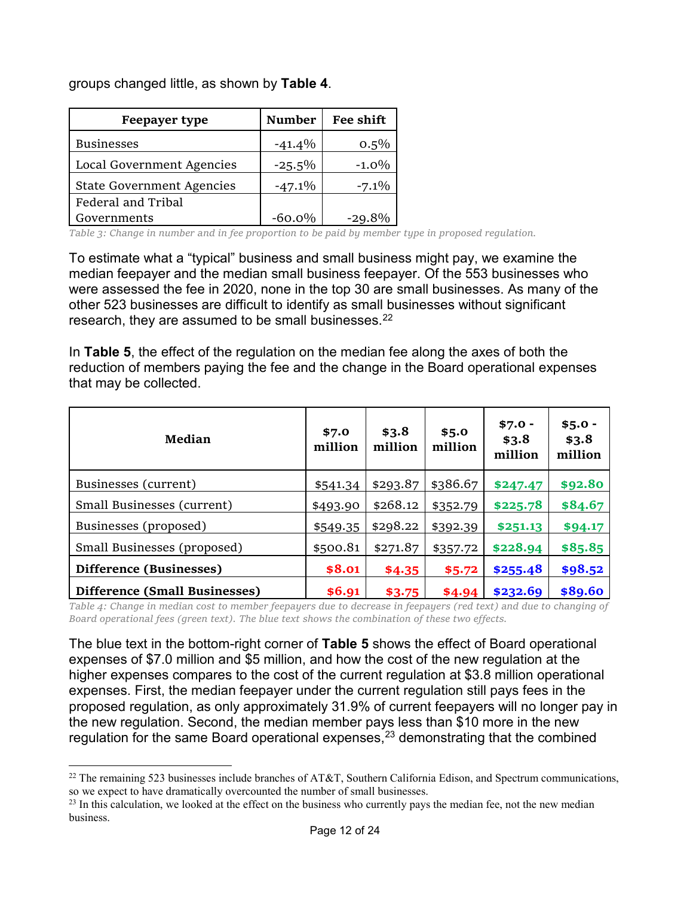groups changed little, as shown by **Table 4**.

| Feepayer type | Number | Fee shift |
|---|---|---|
| Businesses | -41.4% | 0.5% |
| Local Government Agencies | -25.5% | -1.0% |
| State Government Agencies | -47.1% | -7.1% |
| Federal and Tribal Governments | -60.0% | -29.8% |

*Table 3: Change in number and in fee proportion to be paid by member type in proposed regulation.*

To estimate what a “typical” business and small business might pay, we examine the median feepayer and the median small business feepayer. Of the 553 businesses who were assessed the fee in 2020, none in the top 30 are small businesses. As many of the other 523 businesses are difficult to identify as small businesses without significant research, they are assumed to be small businesses.[22]

In **Table 5**, the effect of the regulation on the median fee along the axes of both the reduction of members paying the fee and the change in the Board operational expenses that may be collected.

| Median | $7.0 million | $3.8 million | $5.0 million | $7.0 - $3.8 million | $5.0 - $3.8 million |
|---|---|---|---|---|---|
| Businesses (current) | $541.34 | $293.87 | $386.67 | $247.47 | $92.80 |
| Small Businesses (current) | $493.90 | $268.12 | $352.79 | $225.78 | $84.67 |
| Businesses (proposed) | $549.35 | $298.22 | $392.39 | $251.13 | $94.17 |
| Small Businesses (proposed) | $500.81 | $271.87 | $357.72 | $228.94 | $85.85 |
| **Difference (Businesses)** | $8.01 | $4.35 | $5.72 | $255.48 | $98.52 |
| **Difference (Small Businesses)** | $6.91 | $3.75 | $4.94 | $232.69 | $89.60 |

*Table 4: Change in median cost to member feepayers due to decrease in feepayers (red text) and due to changing of Board operational fees (green text). The blue text shows the combination of these two effects.*

The blue text in the bottom-right corner of **Table 5** shows the effect of Board operational expenses of $7.0 million and $5 million, and how the cost of the new regulation at the higher expenses compares to the cost of the current regulation at $3.8 million operational expenses. First, the median feepayer under the current regulation still pays fees in the proposed regulation, as only approximately 31.9% of current feepayers will no longer pay in the new regulation. Second, the median member pays less than $10 more in the new regulation for the same Board operational expenses,[23] demonstrating that the combined

[22] The remaining 523 businesses include branches of AT&T, Southern California Edison, and Spectrum communications, so we expect to have dramatically overcounted the number of small businesses.

[23] In this calculation, we looked at the effect on the business who currently pays the median fee, not the new median business.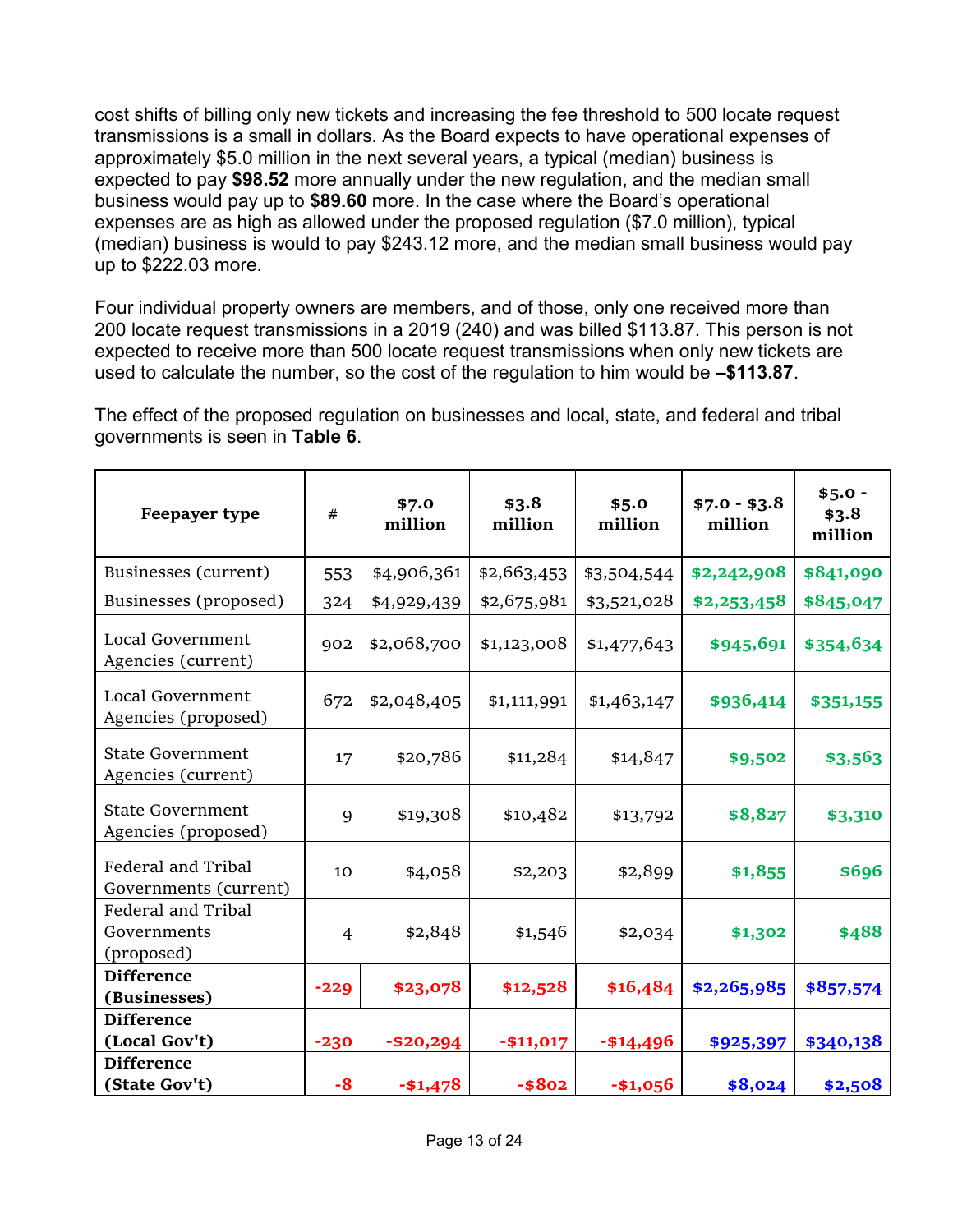cost shifts of billing only new tickets and increasing the fee threshold to 500 locate request transmissions is a small in dollars. As the Board expects to have operational expenses of approximately $5.0 million in the next several years, a typical (median) business is expected to pay **$98.52** more annually under the new regulation, and the median small business would pay up to **$89.60** more. In the case where the Board's operational expenses are as high as allowed under the proposed regulation ($7.0 million), typical (median) business is would to pay $243.12 more, and the median small business would pay up to $222.03 more.

Four individual property owners are members, and of those, only one received more than 200 locate request transmissions in a 2019 (240) and was billed $113.87. This person is not expected to receive more than 500 locate request transmissions when only new tickets are used to calculate the number, so the cost of the regulation to him would be **–$113.87**.

The effect of the proposed regulation on businesses and local, state, and federal and tribal governments is seen in **Table 6**.

| Feepayer type | # | $7.0 million | $3.8 million | $5.0 million | $7.0 - $3.8 million | $5.0 - $3.8 million |
|---|---|---|---|---|---|---|
| Businesses (current) | 553 | $4,906,361 | $2,663,453 | $3,504,544 | $2,242,908 | $841,090 |
| Businesses (proposed) | 324 | $4,929,439 | $2,675,981 | $3,521,028 | $2,253,458 | $845,047 |
| Local Government Agencies (current) | 902 | $2,068,700 | $1,123,008 | $1,477,643 | $945,691 | $354,634 |
| Local Government Agencies (proposed) | 672 | $2,048,405 | $1,111,991 | $1,463,147 | $936,414 | $351,155 |
| State Government Agencies (current) | 17 | $20,786 | $11,284 | $14,847 | $9,502 | $3,563 |
| State Government Agencies (proposed) | 9 | $19,308 | $10,482 | $13,792 | $8,827 | $3,310 |
| Federal and Tribal Governments (current) | 10 | $4,058 | $2,203 | $2,899 | $1,855 | $696 |
| Federal and Tribal Governments (proposed) | 4 | $2,848 | $1,546 | $2,034 | $1,302 | $488 |
| **Difference (Businesses)** | **-229** | **$23,078** | **$12,528** | **$16,484** | **$2,265,985** | **$857,574** |
| **Difference (Local Gov't)** | **-230** | **-$20,294** | **-$11,017** | **-$14,496** | **$925,397** | **$340,138** |
| **Difference (State Gov't)** | **-8** | **-$1,478** | **-$802** | **-$1,056** | **$8,024** | **$2,508** |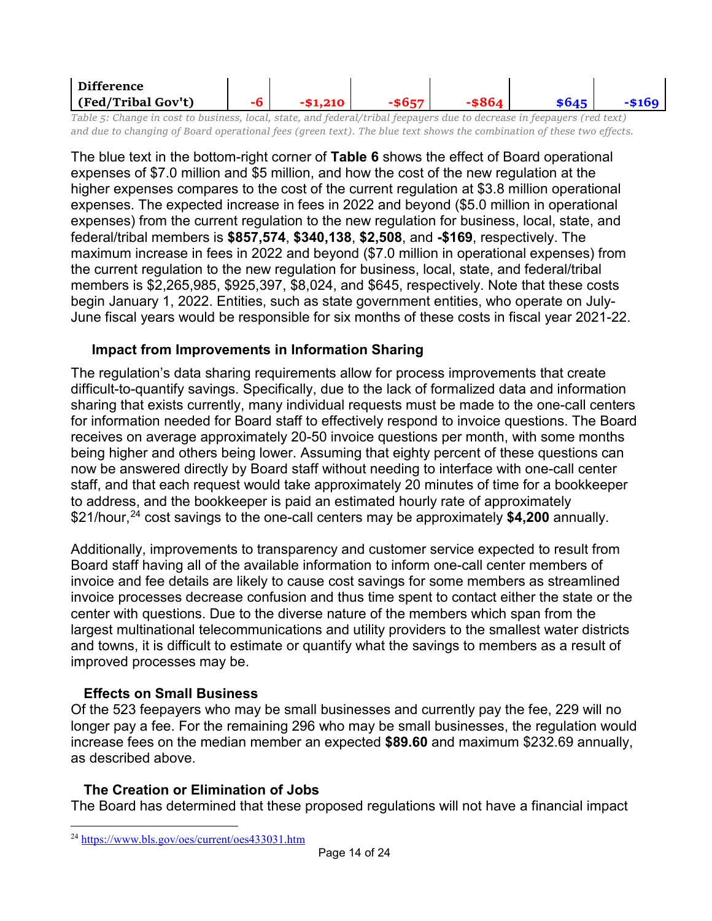| Difference (Fed/Tribal Gov't) | -6 | -$1,210 | -$657 | -$864 | $645 | -$169 |
|---|---|---|---|---|---|---|

*Table 5: Change in cost to business, local, state, and federal/tribal feepayers due to decrease in feepayers (red text) and due to changing of Board operational fees (green text). The blue text shows the combination of these two effects.*

The blue text in the bottom-right corner of **Table 6** shows the effect of Board operational expenses of $7.0 million and $5 million, and how the cost of the new regulation at the higher expenses compares to the cost of the current regulation at $3.8 million operational expenses. The expected increase in fees in 2022 and beyond ($5.0 million in operational expenses) from the current regulation to the new regulation for business, local, state, and federal/tribal members is **$857,574**, **$340,138**, **$2,508**, and **-$169**, respectively. The maximum increase in fees in 2022 and beyond ($7.0 million in operational expenses) from the current regulation to the new regulation for business, local, state, and federal/tribal members is $2,265,985, $925,397, $8,024, and $645, respectively. Note that these costs begin January 1, 2022. Entities, such as state government entities, who operate on July-June fiscal years would be responsible for six months of these costs in fiscal year 2021-22.

### Impact from Improvements in Information Sharing

The regulation's data sharing requirements allow for process improvements that create difficult-to-quantify savings. Specifically, due to the lack of formalized data and information sharing that exists currently, many individual requests must be made to the one-call centers for information needed for Board staff to effectively respond to invoice questions. The Board receives on average approximately 20-50 invoice questions per month, with some months being higher and others being lower. Assuming that eighty percent of these questions can now be answered directly by Board staff without needing to interface with one-call center staff, and that each request would take approximately 20 minutes of time for a bookkeeper to address, and the bookkeeper is paid an estimated hourly rate of approximately $21/hour,[24] cost savings to the one-call centers may be approximately **$4,200** annually.

Additionally, improvements to transparency and customer service expected to result from Board staff having all of the available information to inform one-call center members of invoice and fee details are likely to cause cost savings for some members as streamlined invoice processes decrease confusion and thus time spent to contact either the state or the center with questions. Due to the diverse nature of the members which span from the largest multinational telecommunications and utility providers to the smallest water districts and towns, it is difficult to estimate or quantify what the savings to members as a result of improved processes may be.

### Effects on Small Business

Of the 523 feepayers who may be small businesses and currently pay the fee, 229 will no longer pay a fee. For the remaining 296 who may be small businesses, the regulation would increase fees on the median member an expected **$89.60** and maximum $232.69 annually, as described above.

### The Creation or Elimination of Jobs

The Board has determined that these proposed regulations will not have a financial impact

[24] https://www.bls.gov/oes/current/oes433031.htm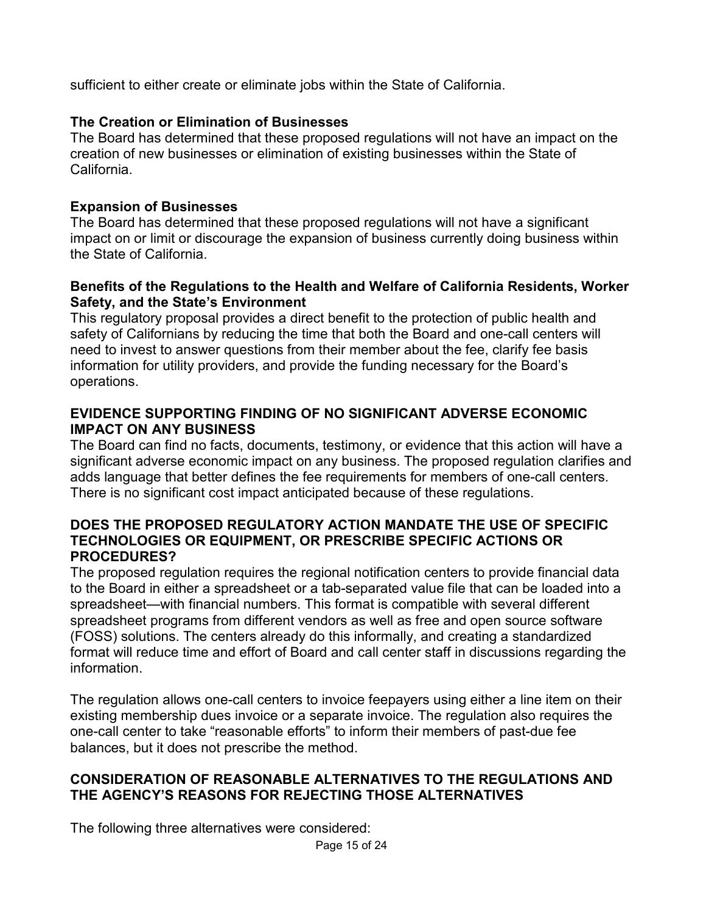sufficient to either create or eliminate jobs within the State of California.

**The Creation or Elimination of Businesses**
The Board has determined that these proposed regulations will not have an impact on the creation of new businesses or elimination of existing businesses within the State of California.

**Expansion of Businesses**
The Board has determined that these proposed regulations will not have a significant impact on or limit or discourage the expansion of business currently doing business within the State of California.

**Benefits of the Regulations to the Health and Welfare of California Residents, Worker Safety, and the State's Environment**
This regulatory proposal provides a direct benefit to the protection of public health and safety of Californians by reducing the time that both the Board and one-call centers will need to invest to answer questions from their member about the fee, clarify fee basis information for utility providers, and provide the funding necessary for the Board's operations.

## EVIDENCE SUPPORTING FINDING OF NO SIGNIFICANT ADVERSE ECONOMIC IMPACT ON ANY BUSINESS

The Board can find no facts, documents, testimony, or evidence that this action will have a significant adverse economic impact on any business. The proposed regulation clarifies and adds language that better defines the fee requirements for members of one-call centers. There is no significant cost impact anticipated because of these regulations.

## DOES THE PROPOSED REGULATORY ACTION MANDATE THE USE OF SPECIFIC TECHNOLOGIES OR EQUIPMENT, OR PRESCRIBE SPECIFIC ACTIONS OR PROCEDURES?

The proposed regulation requires the regional notification centers to provide financial data to the Board in either a spreadsheet or a tab-separated value file that can be loaded into a spreadsheet—with financial numbers. This format is compatible with several different spreadsheet programs from different vendors as well as free and open source software (FOSS) solutions. The centers already do this informally, and creating a standardized format will reduce time and effort of Board and call center staff in discussions regarding the information.

The regulation allows one-call centers to invoice feepayers using either a line item on their existing membership dues invoice or a separate invoice. The regulation also requires the one-call center to take "reasonable efforts" to inform their members of past-due fee balances, but it does not prescribe the method.

## CONSIDERATION OF REASONABLE ALTERNATIVES TO THE REGULATIONS AND THE AGENCY'S REASONS FOR REJECTING THOSE ALTERNATIVES

The following three alternatives were considered: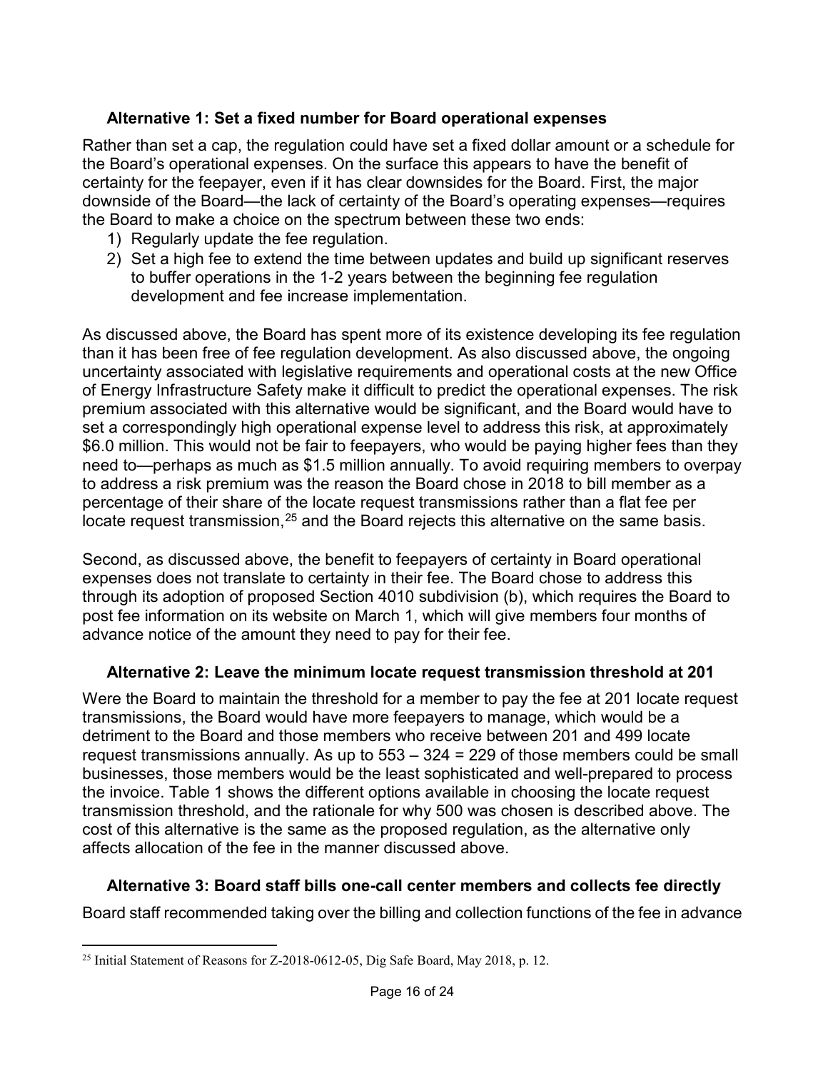### Alternative 1: Set a fixed number for Board operational expenses

Rather than set a cap, the regulation could have set a fixed dollar amount or a schedule for the Board's operational expenses. On the surface this appears to have the benefit of certainty for the feepayer, even if it has clear downsides for the Board. First, the major downside of the Board—the lack of certainty of the Board's operating expenses—requires the Board to make a choice on the spectrum between these two ends:

1) Regularly update the fee regulation.
2) Set a high fee to extend the time between updates and build up significant reserves to buffer operations in the 1-2 years between the beginning fee regulation development and fee increase implementation.

As discussed above, the Board has spent more of its existence developing its fee regulation than it has been free of fee regulation development. As also discussed above, the ongoing uncertainty associated with legislative requirements and operational costs at the new Office of Energy Infrastructure Safety make it difficult to predict the operational expenses. The risk premium associated with this alternative would be significant, and the Board would have to set a correspondingly high operational expense level to address this risk, at approximately $6.0 million. This would not be fair to feepayers, who would be paying higher fees than they need to—perhaps as much as $1.5 million annually. To avoid requiring members to overpay to address a risk premium was the reason the Board chose in 2018 to bill member as a percentage of their share of the locate request transmissions rather than a flat fee per locate request transmission,[25] and the Board rejects this alternative on the same basis.

Second, as discussed above, the benefit to feepayers of certainty in Board operational expenses does not translate to certainty in their fee. The Board chose to address this through its adoption of proposed Section 4010 subdivision (b), which requires the Board to post fee information on its website on March 1, which will give members four months of advance notice of the amount they need to pay for their fee.

### Alternative 2: Leave the minimum locate request transmission threshold at 201

Were the Board to maintain the threshold for a member to pay the fee at 201 locate request transmissions, the Board would have more feepayers to manage, which would be a detriment to the Board and those members who receive between 201 and 499 locate request transmissions annually. As up to 553 – 324 = 229 of those members could be small businesses, those members would be the least sophisticated and well-prepared to process the invoice. Table 1 shows the different options available in choosing the locate request transmission threshold, and the rationale for why 500 was chosen is described above. The cost of this alternative is the same as the proposed regulation, as the alternative only affects allocation of the fee in the manner discussed above.

### Alternative 3: Board staff bills one-call center members and collects fee directly

Board staff recommended taking over the billing and collection functions of the fee in advance

---

[25] Initial Statement of Reasons for Z-2018-0612-05, Dig Safe Board, May 2018, p. 12.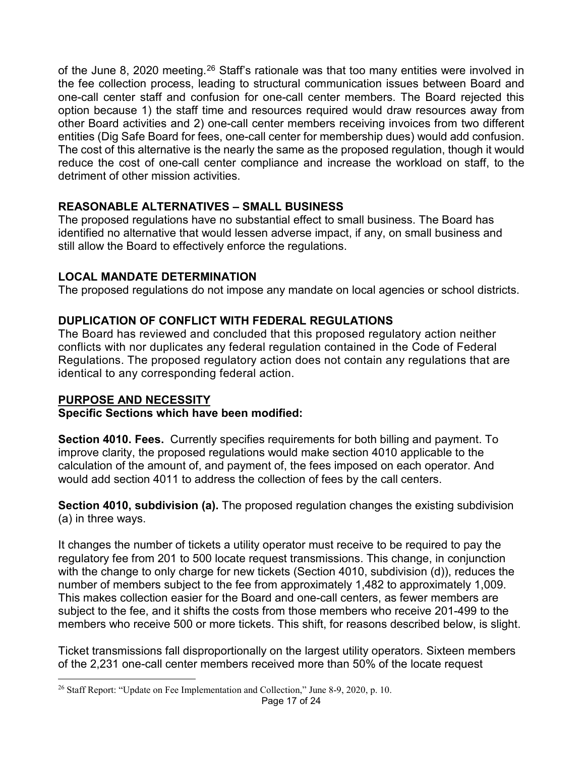of the June 8, 2020 meeting.[26] Staff's rationale was that too many entities were involved in the fee collection process, leading to structural communication issues between Board and one-call center staff and confusion for one-call center members. The Board rejected this option because 1) the staff time and resources required would draw resources away from other Board activities and 2) one-call center members receiving invoices from two different entities (Dig Safe Board for fees, one-call center for membership dues) would add confusion. The cost of this alternative is the nearly the same as the proposed regulation, though it would reduce the cost of one-call center compliance and increase the workload on staff, to the detriment of other mission activities.

## REASONABLE ALTERNATIVES – SMALL BUSINESS

The proposed regulations have no substantial effect to small business. The Board has identified no alternative that would lessen adverse impact, if any, on small business and still allow the Board to effectively enforce the regulations.

## LOCAL MANDATE DETERMINATION

The proposed regulations do not impose any mandate on local agencies or school districts.

## DUPLICATION OF CONFLICT WITH FEDERAL REGULATIONS

The Board has reviewed and concluded that this proposed regulatory action neither conflicts with nor duplicates any federal regulation contained in the Code of Federal Regulations. The proposed regulatory action does not contain any regulations that are identical to any corresponding federal action.

## PURPOSE AND NECESSITY

**Specific Sections which have been modified:**

**Section 4010. Fees.** Currently specifies requirements for both billing and payment. To improve clarity, the proposed regulations would make section 4010 applicable to the calculation of the amount of, and payment of, the fees imposed on each operator. And would add section 4011 to address the collection of fees by the call centers.

**Section 4010, subdivision (a).** The proposed regulation changes the existing subdivision (a) in three ways.

It changes the number of tickets a utility operator must receive to be required to pay the regulatory fee from 201 to 500 locate request transmissions. This change, in conjunction with the change to only charge for new tickets (Section 4010, subdivision (d)), reduces the number of members subject to the fee from approximately 1,482 to approximately 1,009. This makes collection easier for the Board and one-call centers, as fewer members are subject to the fee, and it shifts the costs from those members who receive 201-499 to the members who receive 500 or more tickets. This shift, for reasons described below, is slight.

Ticket transmissions fall disproportionally on the largest utility operators. Sixteen members of the 2,231 one-call center members received more than 50% of the locate request

[26] Staff Report: "Update on Fee Implementation and Collection," June 8-9, 2020, p. 10.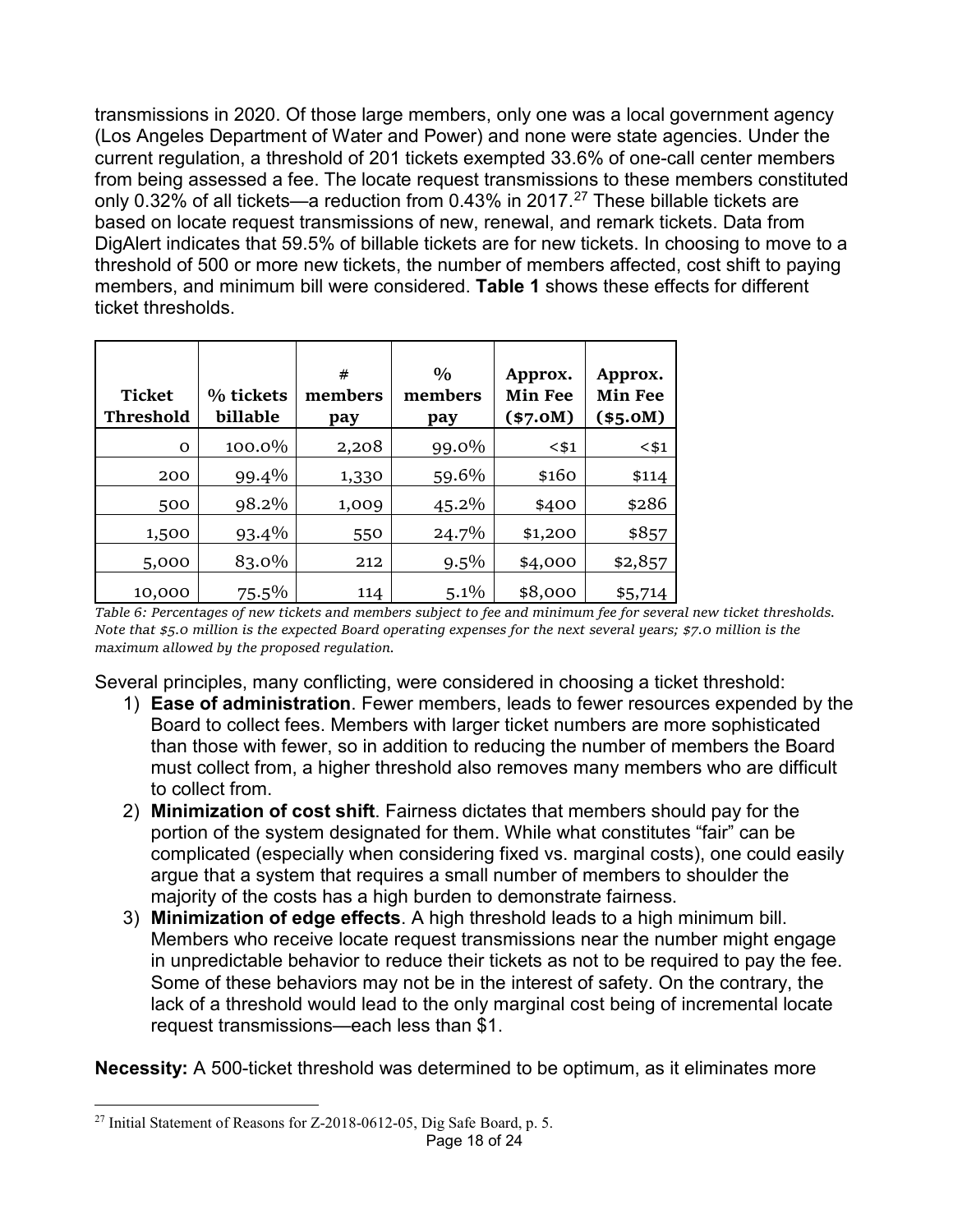transmissions in 2020. Of those large members, only one was a local government agency (Los Angeles Department of Water and Power) and none were state agencies. Under the current regulation, a threshold of 201 tickets exempted 33.6% of one-call center members from being assessed a fee. The locate request transmissions to these members constituted only 0.32% of all tickets—a reduction from 0.43% in 2017.[27] These billable tickets are based on locate request transmissions of new, renewal, and remark tickets. Data from DigAlert indicates that 59.5% of billable tickets are for new tickets. In choosing to move to a threshold of 500 or more new tickets, the number of members affected, cost shift to paying members, and minimum bill were considered. **Table 1** shows these effects for different ticket thresholds.

| Ticket Threshold | % tickets billable | # members pay | % members pay | Approx. Min Fee ($7.0M) | Approx. Min Fee ($5.0M) |
|---|---|---|---|---|---|
| 0 | 100.0% | 2,208 | 99.0% | <$1 | <$1 |
| 200 | 99.4% | 1,330 | 59.6% | $160 | $114 |
| 500 | 98.2% | 1,009 | 45.2% | $400 | $286 |
| 1,500 | 93.4% | 550 | 24.7% | $1,200 | $857 |
| 5,000 | 83.0% | 212 | 9.5% | $4,000 | $2,857 |
| 10,000 | 75.5% | 114 | 5.1% | $8,000 | $5,714 |

*Table 6: Percentages of new tickets and members subject to fee and minimum fee for several new ticket thresholds. Note that $5.0 million is the expected Board operating expenses for the next several years; $7.0 million is the maximum allowed by the proposed regulation.*

Several principles, many conflicting, were considered in choosing a ticket threshold:

1) **Ease of administration**. Fewer members, leads to fewer resources expended by the Board to collect fees. Members with larger ticket numbers are more sophisticated than those with fewer, so in addition to reducing the number of members the Board must collect from, a higher threshold also removes many members who are difficult to collect from.
2) **Minimization of cost shift**. Fairness dictates that members should pay for the portion of the system designated for them. While what constitutes "fair" can be complicated (especially when considering fixed vs. marginal costs), one could easily argue that a system that requires a small number of members to shoulder the majority of the costs has a high burden to demonstrate fairness.
3) **Minimization of edge effects**. A high threshold leads to a high minimum bill. Members who receive locate request transmissions near the number might engage in unpredictable behavior to reduce their tickets as not to be required to pay the fee. Some of these behaviors may not be in the interest of safety. On the contrary, the lack of a threshold would lead to the only marginal cost being of incremental locate request transmissions—each less than $1.

**Necessity:** A 500-ticket threshold was determined to be optimum, as it eliminates more

[27] Initial Statement of Reasons for Z-2018-0612-05, Dig Safe Board, p. 5.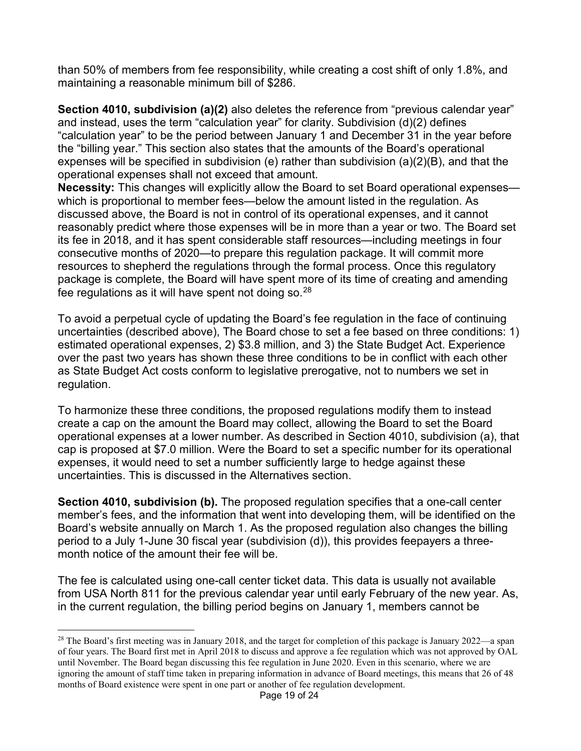than 50% of members from fee responsibility, while creating a cost shift of only 1.8%, and maintaining a reasonable minimum bill of $286.

**Section 4010, subdivision (a)(2)** also deletes the reference from "previous calendar year" and instead, uses the term "calculation year" for clarity. Subdivision (d)(2) defines "calculation year" to be the period between January 1 and December 31 in the year before the "billing year." This section also states that the amounts of the Board's operational expenses will be specified in subdivision (e) rather than subdivision (a)(2)(B), and that the operational expenses shall not exceed that amount.

**Necessity:** This changes will explicitly allow the Board to set Board operational expenses—which is proportional to member fees—below the amount listed in the regulation. As discussed above, the Board is not in control of its operational expenses, and it cannot reasonably predict where those expenses will be in more than a year or two. The Board set its fee in 2018, and it has spent considerable staff resources—including meetings in four consecutive months of 2020—to prepare this regulation package. It will commit more resources to shepherd the regulations through the formal process. Once this regulatory package is complete, the Board will have spent more of its time of creating and amending fee regulations as it will have spent not doing so.[28]

To avoid a perpetual cycle of updating the Board's fee regulation in the face of continuing uncertainties (described above), The Board chose to set a fee based on three conditions: 1) estimated operational expenses, 2) $3.8 million, and 3) the State Budget Act. Experience over the past two years has shown these three conditions to be in conflict with each other as State Budget Act costs conform to legislative prerogative, not to numbers we set in regulation.

To harmonize these three conditions, the proposed regulations modify them to instead create a cap on the amount the Board may collect, allowing the Board to set the Board operational expenses at a lower number. As described in Section 4010, subdivision (a), that cap is proposed at $7.0 million. Were the Board to set a specific number for its operational expenses, it would need to set a number sufficiently large to hedge against these uncertainties. This is discussed in the Alternatives section.

**Section 4010, subdivision (b).** The proposed regulation specifies that a one-call center member's fees, and the information that went into developing them, will be identified on the Board's website annually on March 1. As the proposed regulation also changes the billing period to a July 1-June 30 fiscal year (subdivision (d)), this provides feepayers a three-month notice of the amount their fee will be.

The fee is calculated using one-call center ticket data. This data is usually not available from USA North 811 for the previous calendar year until early February of the new year. As, in the current regulation, the billing period begins on January 1, members cannot be

---

[28] The Board's first meeting was in January 2018, and the target for completion of this package is January 2022—a span of four years. The Board first met in April 2018 to discuss and approve a fee regulation which was not approved by OAL until November. The Board began discussing this fee regulation in June 2020. Even in this scenario, where we are ignoring the amount of staff time taken in preparing information in advance of Board meetings, this means that 26 of 48 months of Board existence were spent in one part or another of fee regulation development.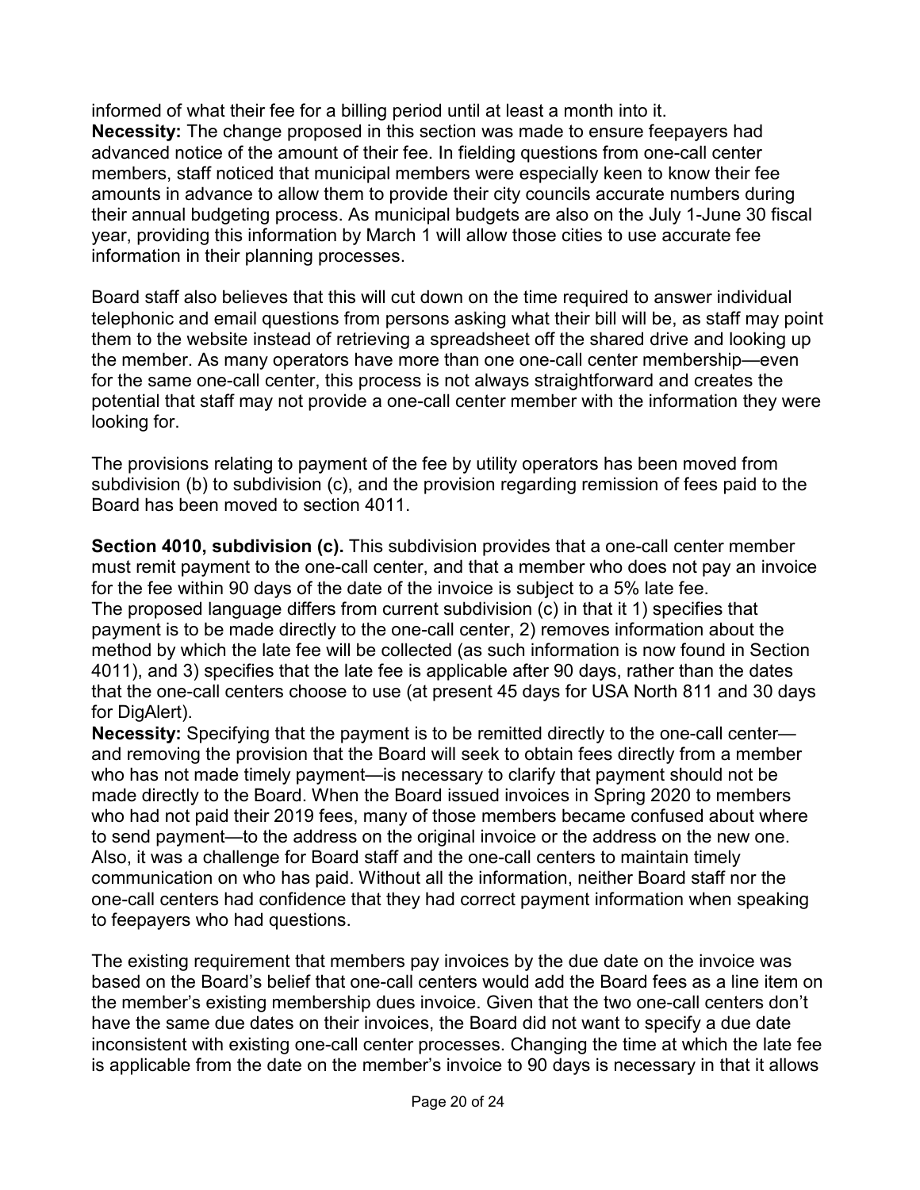informed of what their fee for a billing period until at least a month into it.
**Necessity:** The change proposed in this section was made to ensure feepayers had advanced notice of the amount of their fee. In fielding questions from one-call center members, staff noticed that municipal members were especially keen to know their fee amounts in advance to allow them to provide their city councils accurate numbers during their annual budgeting process. As municipal budgets are also on the July 1-June 30 fiscal year, providing this information by March 1 will allow those cities to use accurate fee information in their planning processes.

Board staff also believes that this will cut down on the time required to answer individual telephonic and email questions from persons asking what their bill will be, as staff may point them to the website instead of retrieving a spreadsheet off the shared drive and looking up the member. As many operators have more than one one-call center membership—even for the same one-call center, this process is not always straightforward and creates the potential that staff may not provide a one-call center member with the information they were looking for.

The provisions relating to payment of the fee by utility operators has been moved from subdivision (b) to subdivision (c), and the provision regarding remission of fees paid to the Board has been moved to section 4011.

**Section 4010, subdivision (c).** This subdivision provides that a one-call center member must remit payment to the one-call center, and that a member who does not pay an invoice for the fee within 90 days of the date of the invoice is subject to a 5% late fee.
The proposed language differs from current subdivision (c) in that it 1) specifies that payment is to be made directly to the one-call center, 2) removes information about the method by which the late fee will be collected (as such information is now found in Section 4011), and 3) specifies that the late fee is applicable after 90 days, rather than the dates that the one-call centers choose to use (at present 45 days for USA North 811 and 30 days for DigAlert).
**Necessity:** Specifying that the payment is to be remitted directly to the one-call center—and removing the provision that the Board will seek to obtain fees directly from a member who has not made timely payment—is necessary to clarify that payment should not be made directly to the Board. When the Board issued invoices in Spring 2020 to members who had not paid their 2019 fees, many of those members became confused about where to send payment—to the address on the original invoice or the address on the new one. Also, it was a challenge for Board staff and the one-call centers to maintain timely communication on who has paid. Without all the information, neither Board staff nor the one-call centers had confidence that they had correct payment information when speaking to feepayers who had questions.

The existing requirement that members pay invoices by the due date on the invoice was based on the Board's belief that one-call centers would add the Board fees as a line item on the member's existing membership dues invoice. Given that the two one-call centers don't have the same due dates on their invoices, the Board did not want to specify a due date inconsistent with existing one-call center processes. Changing the time at which the late fee is applicable from the date on the member's invoice to 90 days is necessary in that it allows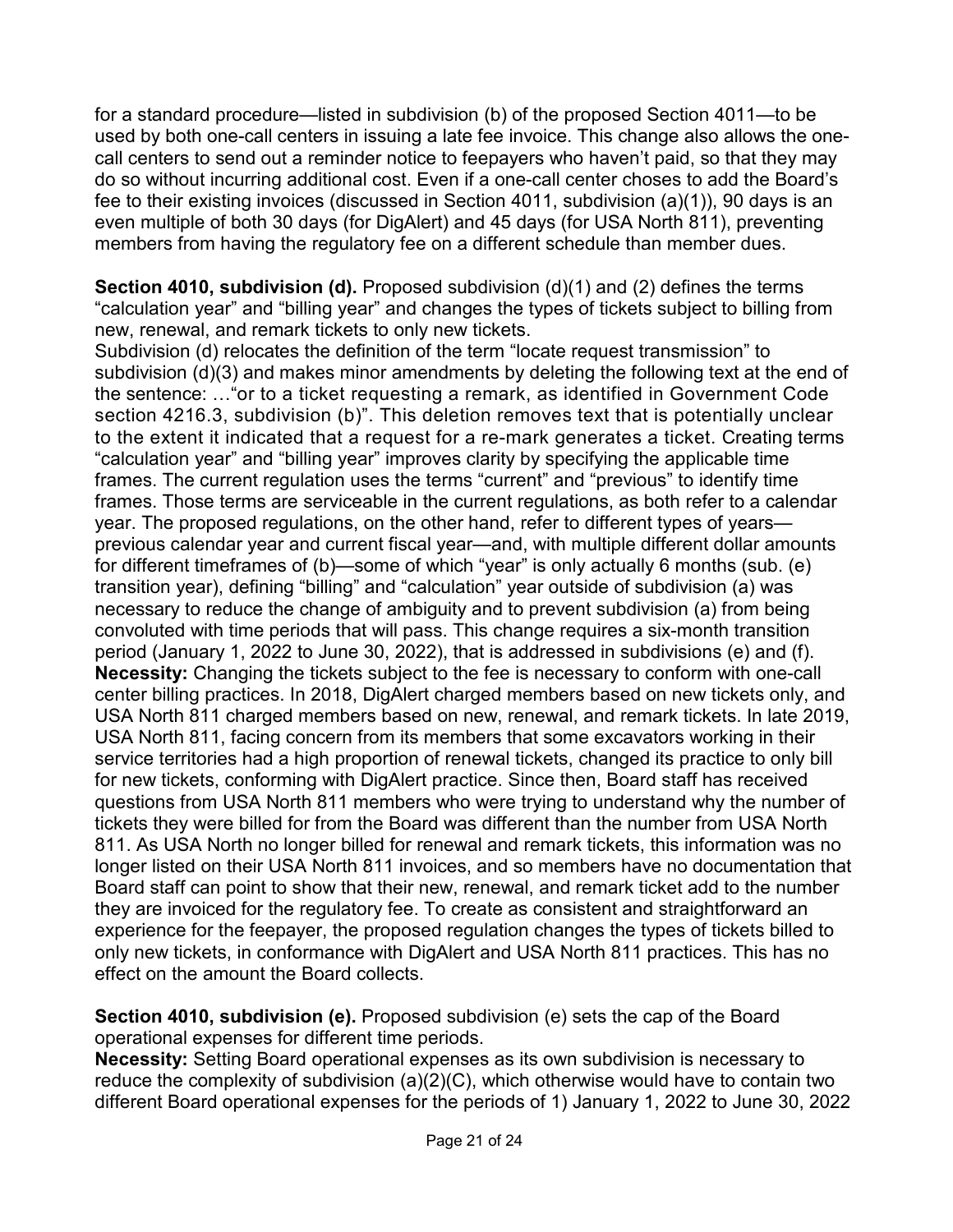for a standard procedure—listed in subdivision (b) of the proposed Section 4011—to be used by both one-call centers in issuing a late fee invoice. This change also allows the one-call centers to send out a reminder notice to feepayers who haven't paid, so that they may do so without incurring additional cost. Even if a one-call center choses to add the Board's fee to their existing invoices (discussed in Section 4011, subdivision (a)(1)), 90 days is an even multiple of both 30 days (for DigAlert) and 45 days (for USA North 811), preventing members from having the regulatory fee on a different schedule than member dues.

**Section 4010, subdivision (d).** Proposed subdivision (d)(1) and (2) defines the terms "calculation year" and "billing year" and changes the types of tickets subject to billing from new, renewal, and remark tickets to only new tickets.

Subdivision (d) relocates the definition of the term "locate request transmission" to subdivision (d)(3) and makes minor amendments by deleting the following text at the end of the sentence: …"or to a ticket requesting a remark, as identified in Government Code section 4216.3, subdivision (b)". This deletion removes text that is potentially unclear to the extent it indicated that a request for a re-mark generates a ticket. Creating terms "calculation year" and "billing year" improves clarity by specifying the applicable time frames. The current regulation uses the terms "current" and "previous" to identify time frames. Those terms are serviceable in the current regulations, as both refer to a calendar year. The proposed regulations, on the other hand, refer to different types of years—previous calendar year and current fiscal year—and, with multiple different dollar amounts for different timeframes of (b)—some of which "year" is only actually 6 months (sub. (e) transition year), defining "billing" and "calculation" year outside of subdivision (a) was necessary to reduce the change of ambiguity and to prevent subdivision (a) from being convoluted with time periods that will pass. This change requires a six-month transition period (January 1, 2022 to June 30, 2022), that is addressed in subdivisions (e) and (f).

**Necessity:** Changing the tickets subject to the fee is necessary to conform with one-call center billing practices. In 2018, DigAlert charged members based on new tickets only, and USA North 811 charged members based on new, renewal, and remark tickets. In late 2019, USA North 811, facing concern from its members that some excavators working in their service territories had a high proportion of renewal tickets, changed its practice to only bill for new tickets, conforming with DigAlert practice. Since then, Board staff has received questions from USA North 811 members who were trying to understand why the number of tickets they were billed for from the Board was different than the number from USA North 811. As USA North no longer billed for renewal and remark tickets, this information was no longer listed on their USA North 811 invoices, and so members have no documentation that Board staff can point to show that their new, renewal, and remark ticket add to the number they are invoiced for the regulatory fee. To create as consistent and straightforward an experience for the feepayer, the proposed regulation changes the types of tickets billed to only new tickets, in conformance with DigAlert and USA North 811 practices. This has no effect on the amount the Board collects.

**Section 4010, subdivision (e).** Proposed subdivision (e) sets the cap of the Board operational expenses for different time periods.

**Necessity:** Setting Board operational expenses as its own subdivision is necessary to reduce the complexity of subdivision (a)(2)(C), which otherwise would have to contain two different Board operational expenses for the periods of 1) January 1, 2022 to June 30, 2022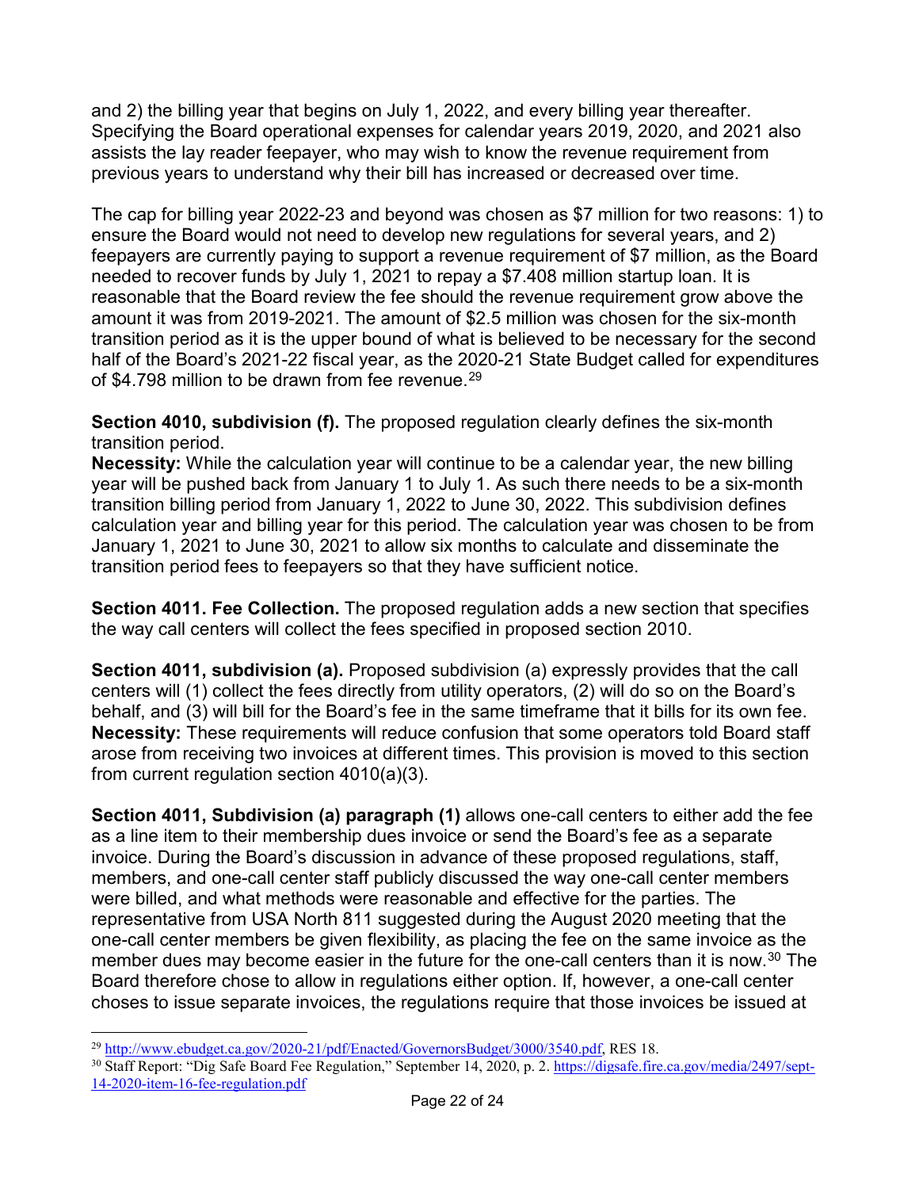and 2) the billing year that begins on July 1, 2022, and every billing year thereafter. Specifying the Board operational expenses for calendar years 2019, 2020, and 2021 also assists the lay reader feepayer, who may wish to know the revenue requirement from previous years to understand why their bill has increased or decreased over time.

The cap for billing year 2022-23 and beyond was chosen as $7 million for two reasons: 1) to ensure the Board would not need to develop new regulations for several years, and 2) feepayers are currently paying to support a revenue requirement of $7 million, as the Board needed to recover funds by July 1, 2021 to repay a $7.408 million startup loan. It is reasonable that the Board review the fee should the revenue requirement grow above the amount it was from 2019-2021. The amount of $2.5 million was chosen for the six-month transition period as it is the upper bound of what is believed to be necessary for the second half of the Board's 2021-22 fiscal year, as the 2020-21 State Budget called for expenditures of $4.798 million to be drawn from fee revenue.[29]

**Section 4010, subdivision (f).** The proposed regulation clearly defines the six-month transition period.
**Necessity:** While the calculation year will continue to be a calendar year, the new billing year will be pushed back from January 1 to July 1. As such there needs to be a six-month transition billing period from January 1, 2022 to June 30, 2022. This subdivision defines calculation year and billing year for this period. The calculation year was chosen to be from January 1, 2021 to June 30, 2021 to allow six months to calculate and disseminate the transition period fees to feepayers so that they have sufficient notice.

**Section 4011. Fee Collection.** The proposed regulation adds a new section that specifies the way call centers will collect the fees specified in proposed section 2010.

**Section 4011, subdivision (a).** Proposed subdivision (a) expressly provides that the call centers will (1) collect the fees directly from utility operators, (2) will do so on the Board's behalf, and (3) will bill for the Board's fee in the same timeframe that it bills for its own fee.
**Necessity:** These requirements will reduce confusion that some operators told Board staff arose from receiving two invoices at different times. This provision is moved to this section from current regulation section 4010(a)(3).

**Section 4011, Subdivision (a) paragraph (1)** allows one-call centers to either add the fee as a line item to their membership dues invoice or send the Board's fee as a separate invoice. During the Board's discussion in advance of these proposed regulations, staff, members, and one-call center staff publicly discussed the way one-call center members were billed, and what methods were reasonable and effective for the parties. The representative from USA North 811 suggested during the August 2020 meeting that the one-call center members be given flexibility, as placing the fee on the same invoice as the member dues may become easier in the future for the one-call centers than it is now.[30] The Board therefore chose to allow in regulations either option. If, however, a one-call center choses to issue separate invoices, the regulations require that those invoices be issued at

---

[29] http://www.ebudget.ca.gov/2020-21/pdf/Enacted/GovernorsBudget/3000/3540.pdf, RES 18.

[30] Staff Report: "Dig Safe Board Fee Regulation," September 14, 2020, p. 2. https://digsafe.fire.ca.gov/media/2497/sept-14-2020-item-16-fee-regulation.pdf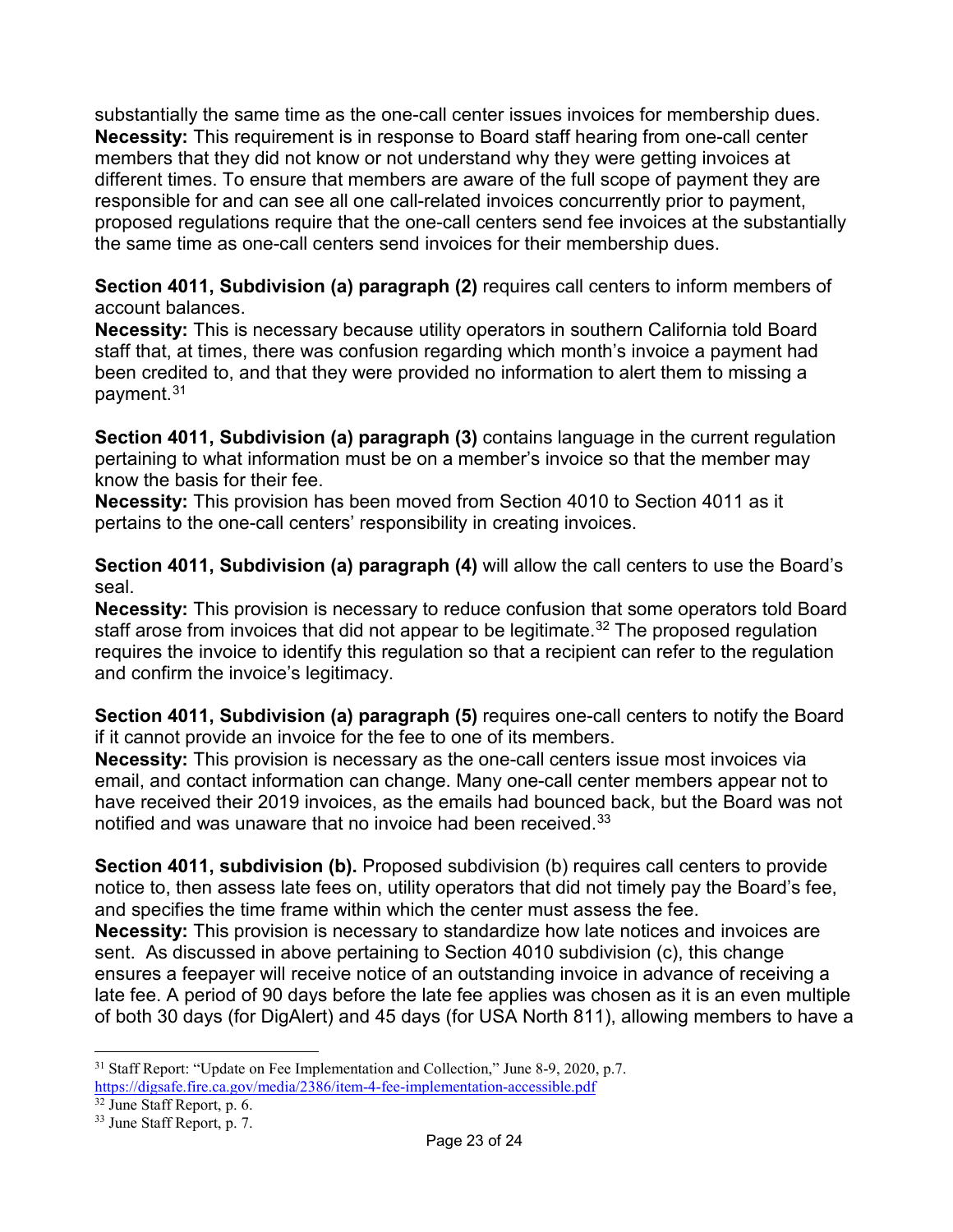substantially the same time as the one-call center issues invoices for membership dues.
**Necessity:** This requirement is in response to Board staff hearing from one-call center members that they did not know or not understand why they were getting invoices at different times. To ensure that members are aware of the full scope of payment they are responsible for and can see all one call-related invoices concurrently prior to payment, proposed regulations require that the one-call centers send fee invoices at the substantially the same time as one-call centers send invoices for their membership dues.

**Section 4011, Subdivision (a) paragraph (2)** requires call centers to inform members of account balances.
**Necessity:** This is necessary because utility operators in southern California told Board staff that, at times, there was confusion regarding which month's invoice a payment had been credited to, and that they were provided no information to alert them to missing a payment.[31]

**Section 4011, Subdivision (a) paragraph (3)** contains language in the current regulation pertaining to what information must be on a member's invoice so that the member may know the basis for their fee.
**Necessity:** This provision has been moved from Section 4010 to Section 4011 as it pertains to the one-call centers' responsibility in creating invoices.

**Section 4011, Subdivision (a) paragraph (4)** will allow the call centers to use the Board's seal.
**Necessity:** This provision is necessary to reduce confusion that some operators told Board staff arose from invoices that did not appear to be legitimate.[32] The proposed regulation requires the invoice to identify this regulation so that a recipient can refer to the regulation and confirm the invoice's legitimacy.

**Section 4011, Subdivision (a) paragraph (5)** requires one-call centers to notify the Board if it cannot provide an invoice for the fee to one of its members.
**Necessity:** This provision is necessary as the one-call centers issue most invoices via email, and contact information can change. Many one-call center members appear not to have received their 2019 invoices, as the emails had bounced back, but the Board was not notified and was unaware that no invoice had been received.[33]

**Section 4011, subdivision (b).** Proposed subdivision (b) requires call centers to provide notice to, then assess late fees on, utility operators that did not timely pay the Board's fee, and specifies the time frame within which the center must assess the fee.
**Necessity:** This provision is necessary to standardize how late notices and invoices are sent. As discussed in above pertaining to Section 4010 subdivision (c), this change ensures a feepayer will receive notice of an outstanding invoice in advance of receiving a late fee. A period of 90 days before the late fee applies was chosen as it is an even multiple of both 30 days (for DigAlert) and 45 days (for USA North 811), allowing members to have a

---

[31] Staff Report: "Update on Fee Implementation and Collection," June 8-9, 2020, p.7. https://digsafe.fire.ca.gov/media/2386/item-4-fee-implementation-accessible.pdf

[32] June Staff Report, p. 6.

[33] June Staff Report, p. 7.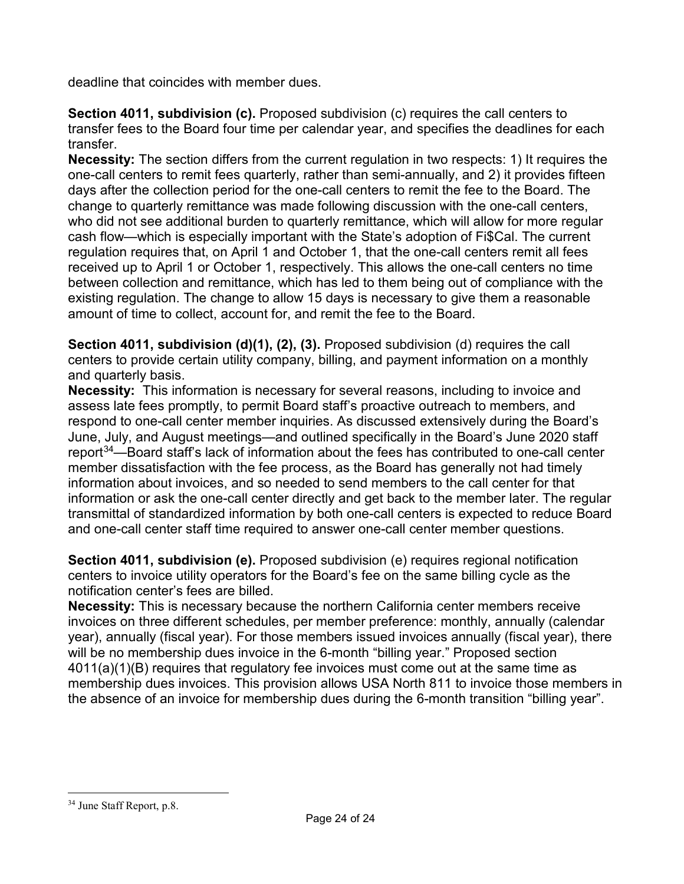deadline that coincides with member dues.

**Section 4011, subdivision (c).** Proposed subdivision (c) requires the call centers to transfer fees to the Board four time per calendar year, and specifies the deadlines for each transfer.

**Necessity:** The section differs from the current regulation in two respects: 1) It requires the one-call centers to remit fees quarterly, rather than semi-annually, and 2) it provides fifteen days after the collection period for the one-call centers to remit the fee to the Board. The change to quarterly remittance was made following discussion with the one-call centers, who did not see additional burden to quarterly remittance, which will allow for more regular cash flow—which is especially important with the State's adoption of Fi$Cal. The current regulation requires that, on April 1 and October 1, that the one-call centers remit all fees received up to April 1 or October 1, respectively. This allows the one-call centers no time between collection and remittance, which has led to them being out of compliance with the existing regulation. The change to allow 15 days is necessary to give them a reasonable amount of time to collect, account for, and remit the fee to the Board.

**Section 4011, subdivision (d)(1), (2), (3).** Proposed subdivision (d) requires the call centers to provide certain utility company, billing, and payment information on a monthly and quarterly basis.

**Necessity:** This information is necessary for several reasons, including to invoice and assess late fees promptly, to permit Board staff's proactive outreach to members, and respond to one-call center member inquiries. As discussed extensively during the Board's June, July, and August meetings—and outlined specifically in the Board's June 2020 staff report[34]—Board staff's lack of information about the fees has contributed to one-call center member dissatisfaction with the fee process, as the Board has generally not had timely information about invoices, and so needed to send members to the call center for that information or ask the one-call center directly and get back to the member later. The regular transmittal of standardized information by both one-call centers is expected to reduce Board and one-call center staff time required to answer one-call center member questions.

**Section 4011, subdivision (e).** Proposed subdivision (e) requires regional notification centers to invoice utility operators for the Board's fee on the same billing cycle as the notification center's fees are billed.

**Necessity:** This is necessary because the northern California center members receive invoices on three different schedules, per member preference: monthly, annually (calendar year), annually (fiscal year). For those members issued invoices annually (fiscal year), there will be no membership dues invoice in the 6-month "billing year." Proposed section 4011(a)(1)(B) requires that regulatory fee invoices must come out at the same time as membership dues invoices. This provision allows USA North 811 to invoice those members in the absence of an invoice for membership dues during the 6-month transition "billing year".

---

[34] June Staff Report, p.8.